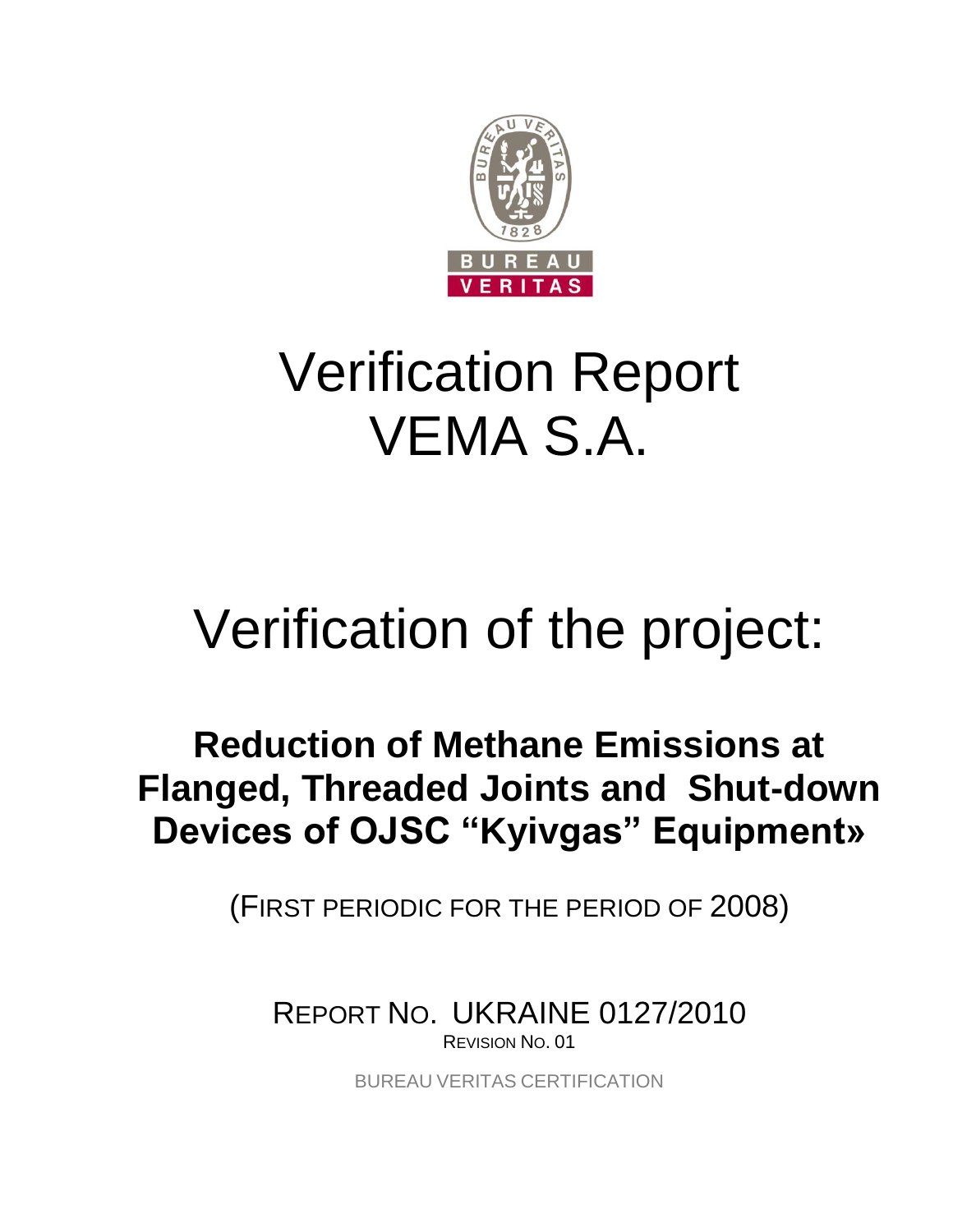# Verification Report
# VEMA S.A.

# Verification of the project:

## Reduction of Methane Emissions at Flanged, Threaded Joints and Shut-down Devices of OJSC "Kyivgas" Equipment»

(FIRST PERIODIC FOR THE PERIOD OF 2008)

REPORT NO. UKRAINE 0127/2010

REVISION NO. 01

BUREAU VERITAS CERTIFICATION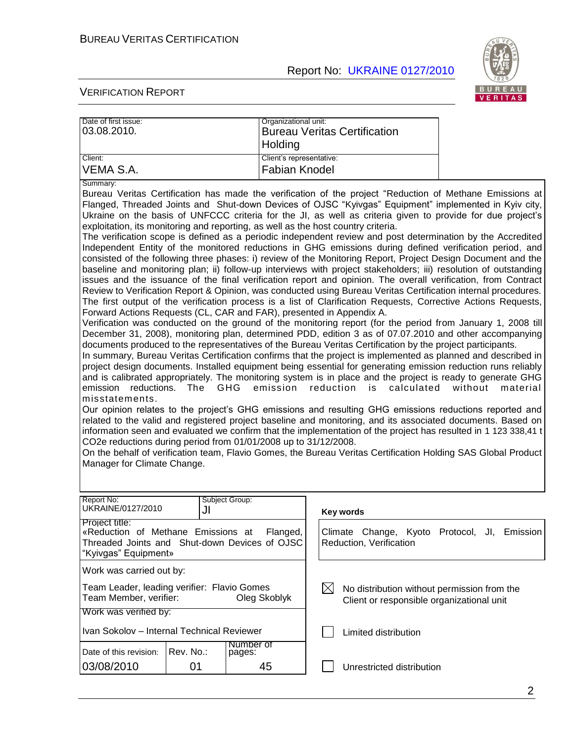| Date of first issue: | Organizational unit: |
| --- | --- |
| 03.08.2010. | Bureau Veritas Certification Holding |
| Client: | Client's representative: |
| VEMA S.A. | Fabian Knodel |

Summary:

Bureau Veritas Certification has made the verification of the project "Reduction of Methane Emissions at Flanged, Threaded Joints and Shut-down Devices of OJSC "Kyivgas" Equipment" implemented in Kyiv city, Ukraine on the basis of UNFCCC criteria for the JI, as well as criteria given to provide for due project's exploitation, its monitoring and reporting, as well as the host country criteria.

The verification scope is defined as a periodic independent review and post determination by the Accredited Independent Entity of the monitored reductions in GHG emissions during defined verification period, and consisted of the following three phases: i) review of the Monitoring Report, Project Design Document and the baseline and monitoring plan; ii) follow-up interviews with project stakeholders; iii) resolution of outstanding issues and the issuance of the final verification report and opinion. The overall verification, from Contract Review to Verification Report & Opinion, was conducted using Bureau Veritas Certification internal procedures. The first output of the verification process is a list of Clarification Requests, Corrective Actions Requests, Forward Actions Requests (CL, CAR and FAR), presented in Appendix A.

Verification was conducted on the ground of the monitoring report (for the period from January 1, 2008 till December 31, 2008), monitoring plan, determined PDD, edition 3 as of 07.07.2010 and other accompanying documents produced to the representatives of the Bureau Veritas Certification by the project participants.

In summary, Bureau Veritas Certification confirms that the project is implemented as planned and described in project design documents. Installed equipment being essential for generating emission reduction runs reliably and is calibrated appropriately. The monitoring system is in place and the project is ready to generate GHG emission reductions. The GHG emission reduction is calculated without material misstatements.

Our opinion relates to the project's GHG emissions and resulting GHG emissions reductions reported and related to the valid and registered project baseline and monitoring, and its associated documents. Based on information seen and evaluated we confirm that the implementation of the project has resulted in 1 123 338,41 t CO2e reductions during period from 01/01/2008 up to 31/12/2008.

On the behalf of verification team, Flavio Gomes, the Bureau Veritas Certification Holding SAS Global Product Manager for Climate Change.

| Report No: | Subject Group: | | Key words |
| --- | --- | --- | --- |
| UKRAINE/0127/2010 | JI | | |
| Project title: «Reduction of Methane Emissions at Flanged, Threaded Joints and Shut-down Devices of OJSC "Kyivgas" Equipment» | | | Climate Change, Kyoto Protocol, JI, Emission Reduction, Verification |
| Work was carried out by: | | | |
| Team Leader, leading verifier: Flavio Gomes<br>Team Member, verifier: Oleg Skoblyk | | | ☒ No distribution without permission from the Client or responsible organizational unit |
| Work was verified by: | | | |
| Ivan Sokolov – Internal Technical Reviewer | | | ☐ Limited distribution |
| Date of this revision: | Rev. No.: | Number of pages: | |
| 03/08/2010 | 01 | 45 | ☐ Unrestricted distribution |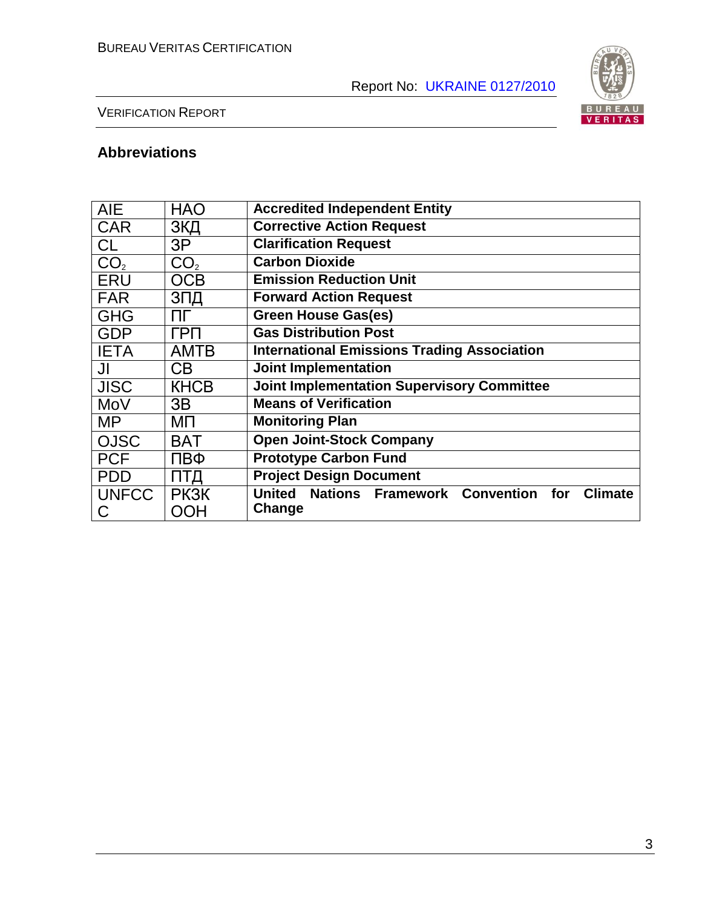## Abbreviations

| AIE | НАО | **Accredited Independent Entity** |
|---|---|---|
| CAR | ЗКД | **Corrective Action Request** |
| CL | ЗР | **Clarification Request** |
| $CO_2$ | $CO_2$ | **Carbon Dioxide** |
| ERU | ОСВ | **Emission Reduction Unit** |
| FAR | ЗПД | **Forward Action Request** |
| GHG | ПГ | **Green House Gas(es)** |
| GDP | ГРП | **Gas Distribution Post** |
| IETA | АМТВ | **International Emissions Trading Association** |
| JI | СВ | **Joint Implementation** |
| JISC | КНСВ | **Joint Implementation Supervisory Committee** |
| MoV | ЗВ | **Means of Verification** |
| MP | МП | **Monitoring Plan** |
| OJSC | ВАТ | **Open Joint-Stock Company** |
| PCF | ПВФ | **Prototype Carbon Fund** |
| PDD | ПТД | **Project Design Document** |
| UNFCCC | РКЗК ООН | **United Nations Framework Convention for Climate Change** |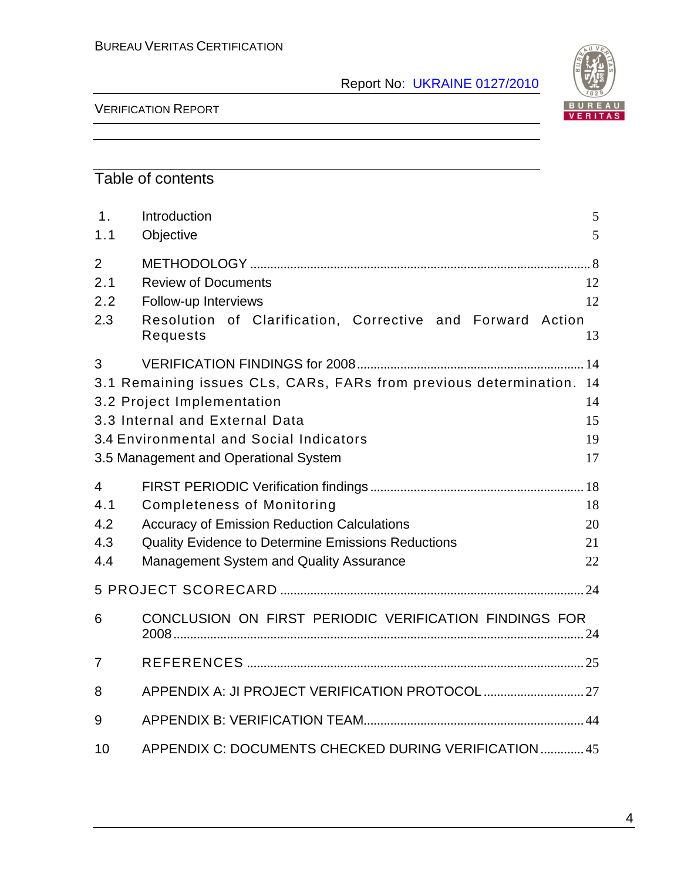## Table of contents

| | | |
|---|---|---|
| 1. | Introduction | 5 |
| 1.1 | Objective | 5 |
| 2 | METHODOLOGY | 8 |
| 2.1 | Review of Documents | 12 |
| 2.2 | Follow-up Interviews | 12 |
| 2.3 | Resolution of Clarification, Corrective and Forward Action Requests | 13 |
| 3 | VERIFICATION FINDINGS for 2008 | 14 |
| 3.1 | Remaining issues CLs, CARs, FARs from previous determination. | 14 |
| 3.2 | Project Implementation | 14 |
| 3.3 | Internal and External Data | 15 |
| 3.4 | Environmental and Social Indicators | 19 |
| 3.5 | Management and Operational System | 17 |
| 4 | FIRST PERIODIC Verification findings | 18 |
| 4.1 | Completeness of Monitoring | 18 |
| 4.2 | Accuracy of Emission Reduction Calculations | 20 |
| 4.3 | Quality Evidence to Determine Emissions Reductions | 21 |
| 4.4 | Management System and Quality Assurance | 22 |
| 5 | PROJECT SCORECARD | 24 |
| 6 | CONCLUSION ON FIRST PERIODIC VERIFICATION FINDINGS FOR 2008 | 24 |
| 7 | REFERENCES | 25 |
| 8 | APPENDIX A: JI PROJECT VERIFICATION PROTOCOL | 27 |
| 9 | APPENDIX B: VERIFICATION TEAM | 44 |
| 10 | APPENDIX C: DOCUMENTS CHECKED DURING VERIFICATION | 45 |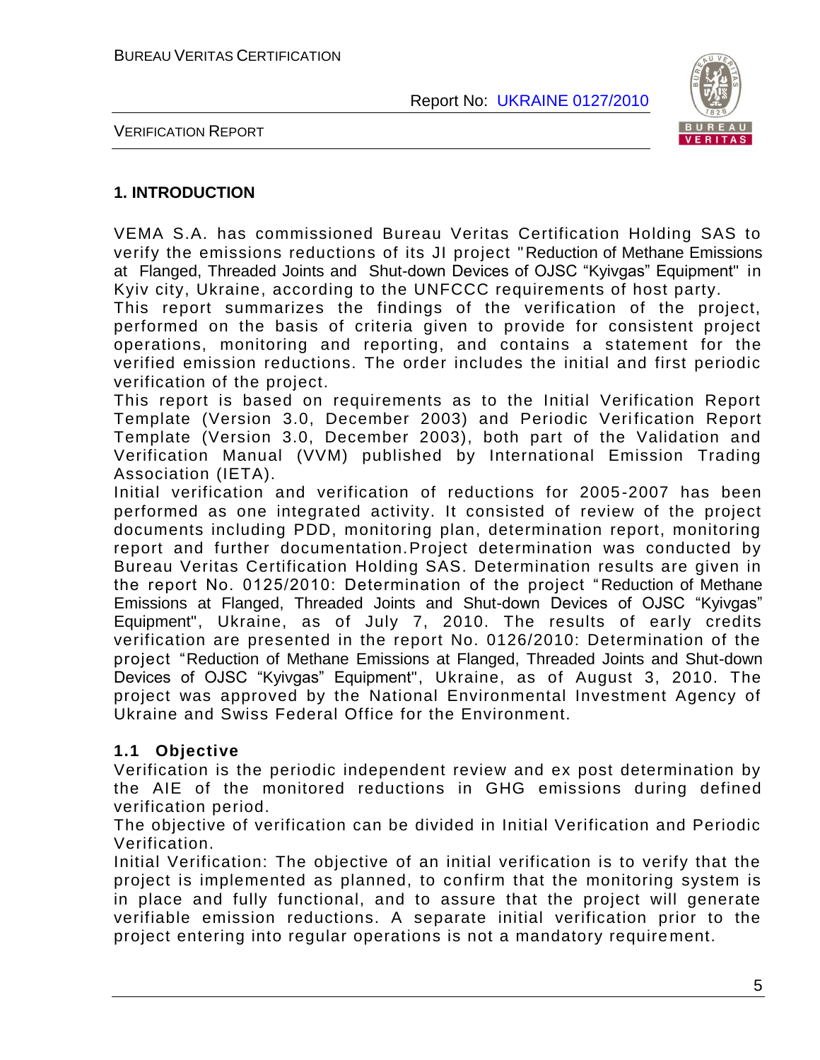## 1. INTRODUCTION

VEMA S.A. has commissioned Bureau Veritas Certification Holding SAS to verify the emissions reductions of its JI project "Reduction of Methane Emissions at Flanged, Threaded Joints and Shut-down Devices of OJSC "Kyivgas" Equipment" in Kyiv city, Ukraine, according to the UNFCCC requirements of host party.

This report summarizes the findings of the verification of the project, performed on the basis of criteria given to provide for consistent project operations, monitoring and reporting, and contains a statement for the verified emission reductions. The order includes the initial and first periodic verification of the project.

This report is based on requirements as to the Initial Verification Report Template (Version 3.0, December 2003) and Periodic Verification Report Template (Version 3.0, December 2003), both part of the Validation and Verification Manual (VVM) published by International Emission Trading Association (IETA).

Initial verification and verification of reductions for 2005-2007 has been performed as one integrated activity. It consisted of review of the project documents including PDD, monitoring plan, determination report, monitoring report and further documentation.Project determination was conducted by Bureau Veritas Certification Holding SAS. Determination results are given in the report No. 0125/2010: Determination of the project "Reduction of Methane Emissions at Flanged, Threaded Joints and Shut-down Devices of OJSC "Kyivgas" Equipment", Ukraine, as of July 7, 2010. The results of early credits verification are presented in the report No. 0126/2010: Determination of the project "Reduction of Methane Emissions at Flanged, Threaded Joints and Shut-down Devices of OJSC "Kyivgas" Equipment", Ukraine, as of August 3, 2010. The project was approved by the National Environmental Investment Agency of Ukraine and Swiss Federal Office for the Environment.

### 1.1 Objective

Verification is the periodic independent review and ex post determination by the AIE of the monitored reductions in GHG emissions during defined verification period.

The objective of verification can be divided in Initial Verification and Periodic Verification.

Initial Verification: The objective of an initial verification is to verify that the project is implemented as planned, to confirm that the monitoring system is in place and fully functional, and to assure that the project will generate verifiable emission reductions. A separate initial verification prior to the project entering into regular operations is not a mandatory requirement.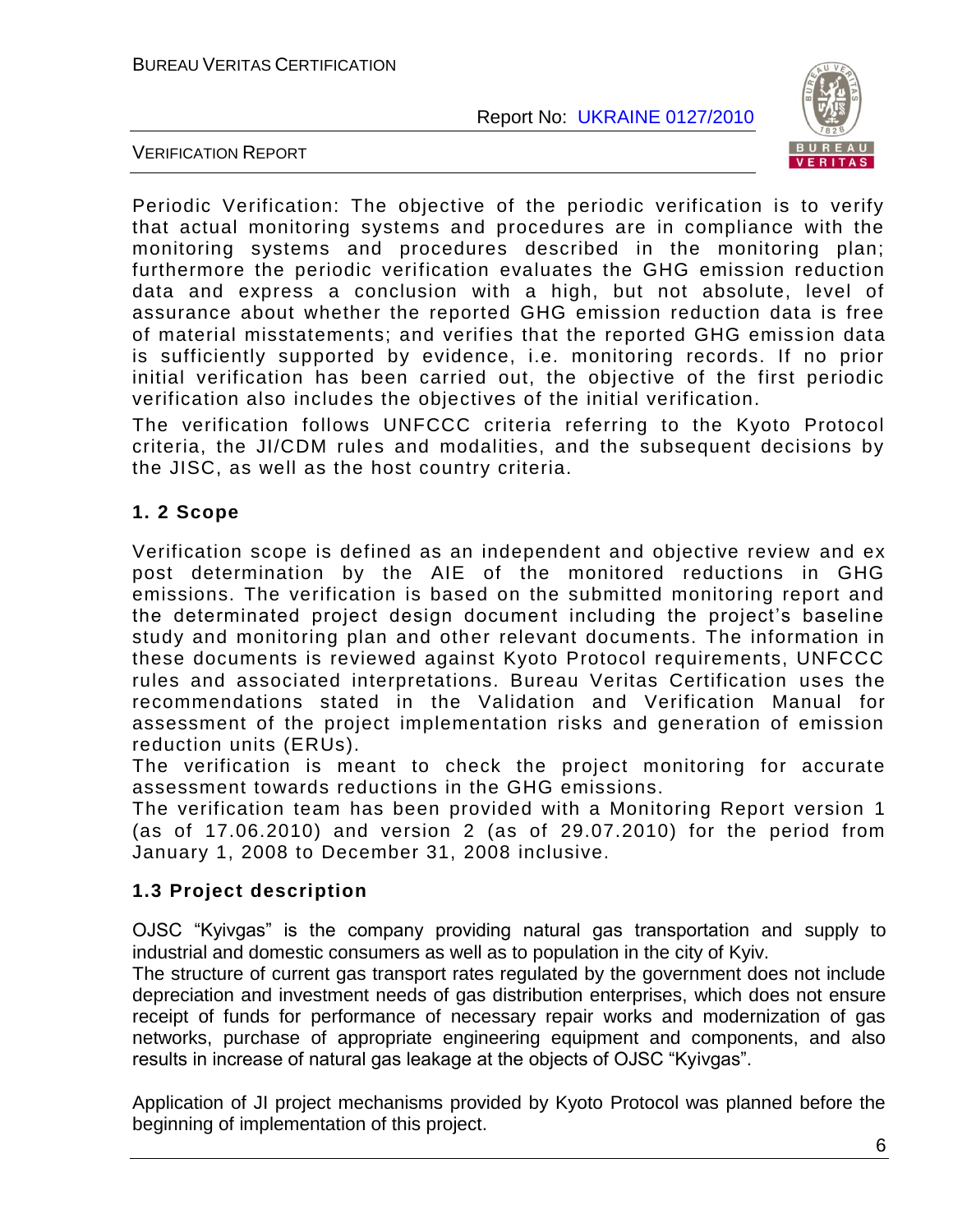Periodic Verification: The objective of the periodic verification is to verify that actual monitoring systems and procedures are in compliance with the monitoring systems and procedures described in the monitoring plan; furthermore the periodic verification evaluates the GHG emission reduction data and express a conclusion with a high, but not absolute, level of assurance about whether the reported GHG emission reduction data is free of material misstatements; and verifies that the reported GHG emission data is sufficiently supported by evidence, i.e. monitoring records. If no prior initial verification has been carried out, the objective of the first periodic verification also includes the objectives of the initial verification.

The verification follows UNFCCC criteria referring to the Kyoto Protocol criteria, the JI/CDM rules and modalities, and the subsequent decisions by the JISC, as well as the host country criteria.

## 1. 2 Scope

Verification scope is defined as an independent and objective review and ex post determination by the AIE of the monitored reductions in GHG emissions. The verification is based on the submitted monitoring report and the determinated project design document including the project's baseline study and monitoring plan and other relevant documents. The information in these documents is reviewed against Kyoto Protocol requirements, UNFCCC rules and associated interpretations. Bureau Veritas Certification uses the recommendations stated in the Validation and Verification Manual for assessment of the project implementation risks and generation of emission reduction units (ERUs).

The verification is meant to check the project monitoring for accurate assessment towards reductions in the GHG emissions.

The verification team has been provided with a Monitoring Report version 1 (as of 17.06.2010) and version 2 (as of 29.07.2010) for the period from January 1, 2008 to December 31, 2008 inclusive.

## 1.3 Project description

OJSC "Kyivgas" is the company providing natural gas transportation and supply to industrial and domestic consumers as well as to population in the city of Kyiv.

The structure of current gas transport rates regulated by the government does not include depreciation and investment needs of gas distribution enterprises, which does not ensure receipt of funds for performance of necessary repair works and modernization of gas networks, purchase of appropriate engineering equipment and components, and also results in increase of natural gas leakage at the objects of OJSC "Kyivgas".

Application of JI project mechanisms provided by Kyoto Protocol was planned before the beginning of implementation of this project.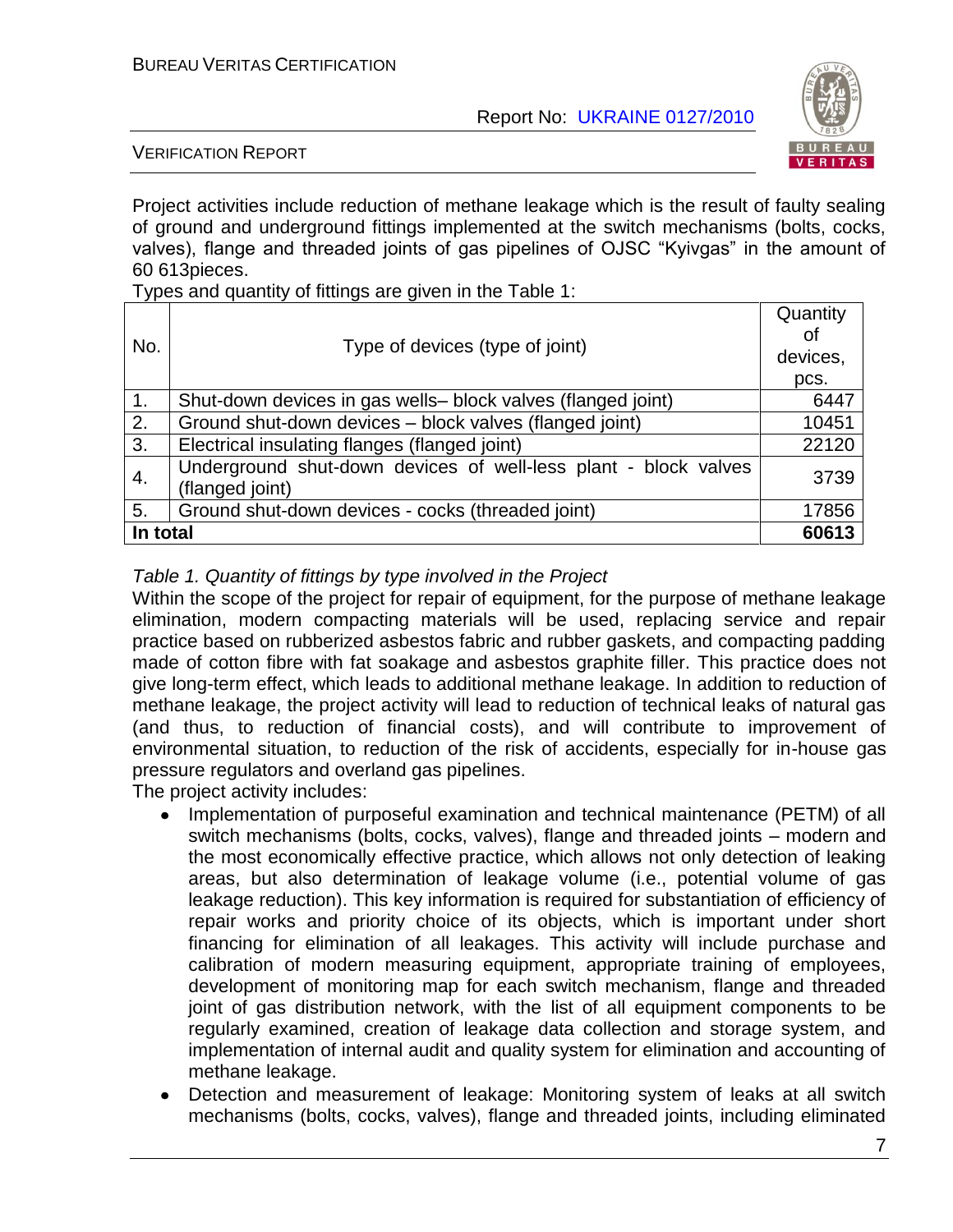Project activities include reduction of methane leakage which is the result of faulty sealing of ground and underground fittings implemented at the switch mechanisms (bolts, cocks, valves), flange and threaded joints of gas pipelines of OJSC "Kyivgas" in the amount of 60 613pieces.

Types and quantity of fittings are given in the Table 1:

| No. | Type of devices (type of joint) | Quantity of devices, pcs. |
|---|---|---|
| 1. | Shut-down devices in gas wells– block valves (flanged joint) | 6447 |
| 2. | Ground shut-down devices – block valves (flanged joint) | 10451 |
| 3. | Electrical insulating flanges (flanged joint) | 22120 |
| 4. | Underground shut-down devices of well-less plant - block valves (flanged joint) | 3739 |
| 5. | Ground shut-down devices - cocks (threaded joint) | 17856 |
| **In total** | | **60613** |

*Table 1. Quantity of fittings by type involved in the Project*

Within the scope of the project for repair of equipment, for the purpose of methane leakage elimination, modern compacting materials will be used, replacing service and repair practice based on rubberized asbestos fabric and rubber gaskets, and compacting padding made of cotton fibre with fat soakage and asbestos graphite filler. This practice does not give long-term effect, which leads to additional methane leakage. In addition to reduction of methane leakage, the project activity will lead to reduction of technical leaks of natural gas (and thus, to reduction of financial costs), and will contribute to improvement of environmental situation, to reduction of the risk of accidents, especially for in-house gas pressure regulators and overland gas pipelines.

The project activity includes:

- Implementation of purposeful examination and technical maintenance (PETM) of all switch mechanisms (bolts, cocks, valves), flange and threaded joints – modern and the most economically effective practice, which allows not only detection of leaking areas, but also determination of leakage volume (i.e., potential volume of gas leakage reduction). This key information is required for substantiation of efficiency of repair works and priority choice of its objects, which is important under short financing for elimination of all leakages. This activity will include purchase and calibration of modern measuring equipment, appropriate training of employees, development of monitoring map for each switch mechanism, flange and threaded joint of gas distribution network, with the list of all equipment components to be regularly examined, creation of leakage data collection and storage system, and implementation of internal audit and quality system for elimination and accounting of methane leakage.
- Detection and measurement of leakage: Monitoring system of leaks at all switch mechanisms (bolts, cocks, valves), flange and threaded joints, including eliminated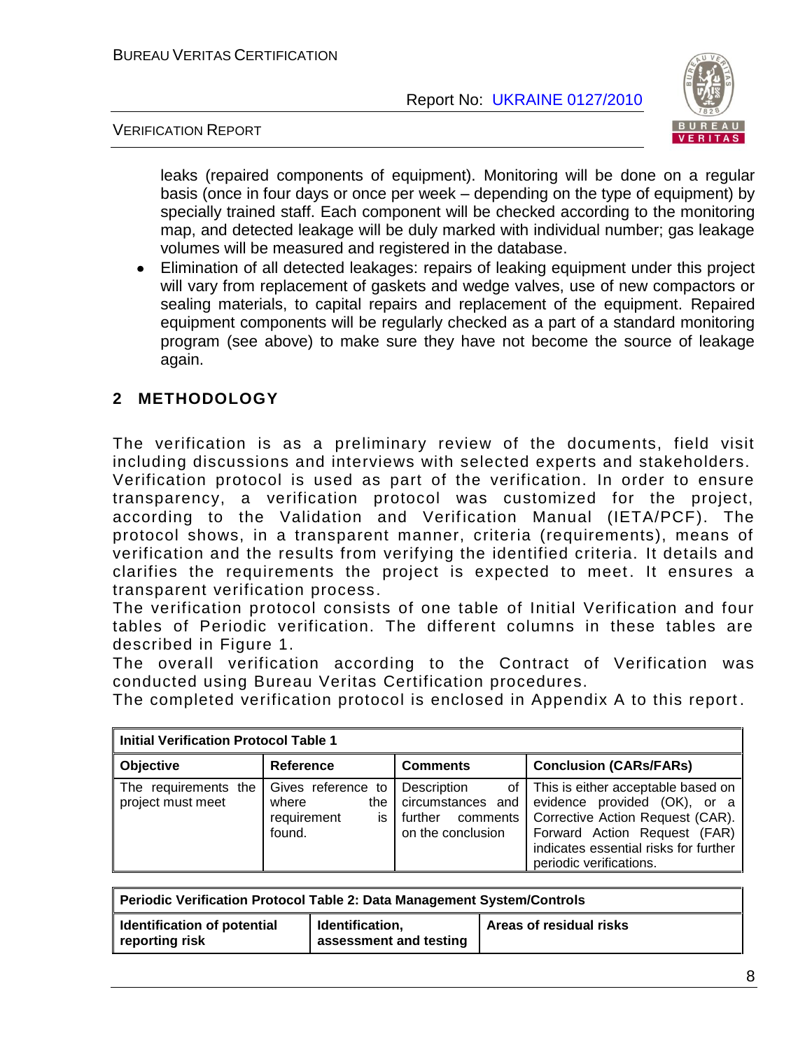leaks (repaired components of equipment). Monitoring will be done on a regular basis (once in four days or once per week – depending on the type of equipment) by specially trained staff. Each component will be checked according to the monitoring map, and detected leakage will be duly marked with individual number; gas leakage volumes will be measured and registered in the database.

- Elimination of all detected leakages: repairs of leaking equipment under this project will vary from replacement of gaskets and wedge valves, use of new compactors or sealing materials, to capital repairs and replacement of the equipment. Repaired equipment components will be regularly checked as a part of a standard monitoring program (see above) to make sure they have not become the source of leakage again.

## 2 METHODOLOGY

The verification is as a preliminary review of the documents, field visit including discussions and interviews with selected experts and stakeholders. Verification protocol is used as part of the verification. In order to ensure transparency, a verification protocol was customized for the project, according to the Validation and Verification Manual (IETA/PCF). The protocol shows, in a transparent manner, criteria (requirements), means of verification and the results from verifying the identified criteria. It details and clarifies the requirements the project is expected to meet. It ensures a transparent verification process.
The verification protocol consists of one table of Initial Verification and four tables of Periodic verification. The different columns in these tables are described in Figure 1.
The overall verification according to the Contract of Verification was conducted using Bureau Veritas Certification procedures.
The completed verification protocol is enclosed in Appendix A to this report.

| **Initial Verification Protocol Table 1** | | | |
|---|---|---|---|
| **Objective** | **Reference** | **Comments** | **Conclusion (CARs/FARs)** |
| The requirements the project must meet | Gives reference to where the requirement is found. | Description of circumstances and further comments on the conclusion | This is either acceptable based on evidence provided (OK), or a Corrective Action Request (CAR). Forward Action Request (FAR) indicates essential risks for further periodic verifications. |

| **Periodic Verification Protocol Table 2: Data Management System/Controls** | | |
|---|---|---|
| **Identification of potential reporting risk** | **Identification, assessment and testing** | **Areas of residual risks** |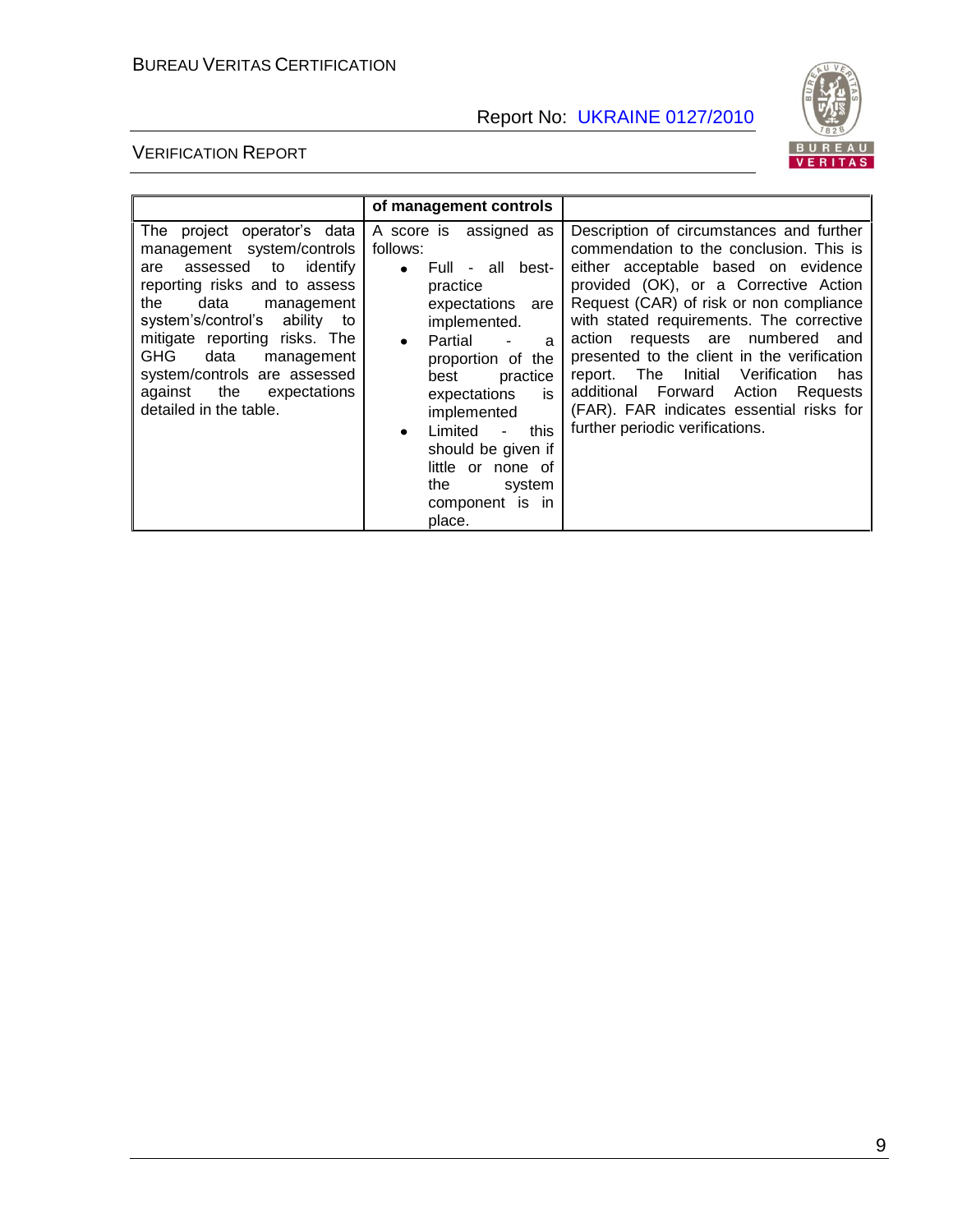| | of management controls | |
|---|---|---|
| The project operator's data management system/controls are assessed to identify reporting risks and to assess the data management system's/control's ability to mitigate reporting risks. The GHG data management system/controls are assessed against the expectations detailed in the table. | A score is assigned as follows:<br>• Full - all best-practice expectations are implemented.<br>• Partial - a proportion of the best practice expectations is implemented<br>• Limited - this should be given if little or none of the system component is in place. | Description of circumstances and further commendation to the conclusion. This is either acceptable based on evidence provided (OK), or a Corrective Action Request (CAR) of risk or non compliance with stated requirements. The corrective action requests are numbered and presented to the client in the verification report. The Initial Verification has additional Forward Action Requests (FAR). FAR indicates essential risks for further periodic verifications. |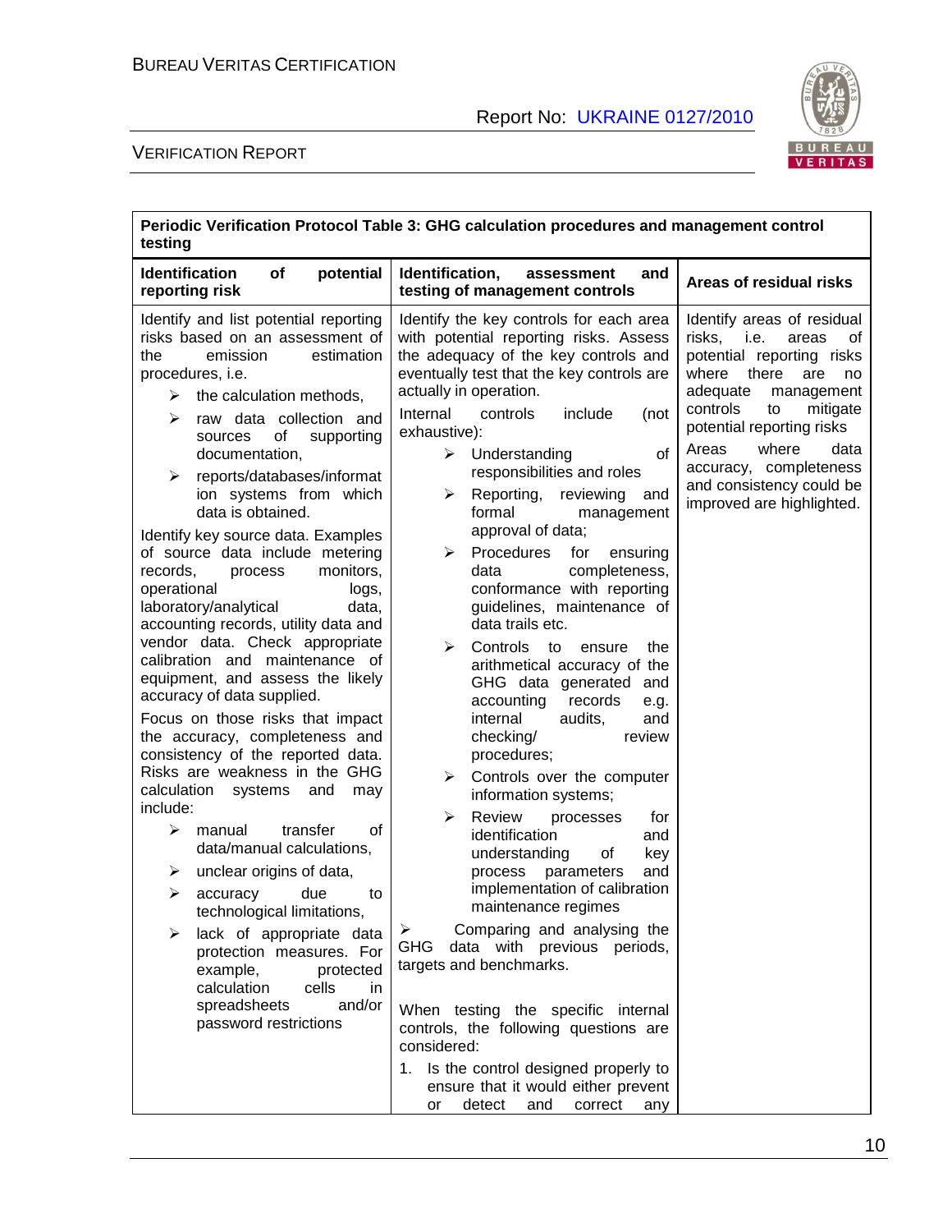| Periodic Verification Protocol Table 3: GHG calculation procedures and management control testing | | |
|---|---|---|
| **Identification of potential reporting risk** | **Identification, assessment and testing of management controls** | **Areas of residual risks** |
| Identify and list potential reporting risks based on an assessment of the emission estimation procedures, i.e.<br>➢ the calculation methods,<br>➢ raw data collection and sources of supporting documentation,<br>➢ reports/databases/information systems from which data is obtained.<br>Identify key source data. Examples of source data include metering records, process monitors, operational logs, laboratory/analytical data, accounting records, utility data and vendor data. Check appropriate calibration and maintenance of equipment, and assess the likely accuracy of data supplied.<br>Focus on those risks that impact the accuracy, completeness and consistency of the reported data. Risks are weakness in the GHG calculation systems and may include:<br>➢ manual transfer of data/manual calculations,<br>➢ unclear origins of data,<br>➢ accuracy due to technological limitations,<br>➢ lack of appropriate data protection measures. For example, protected calculation cells in spreadsheets and/or password restrictions | Identify the key controls for each area with potential reporting risks. Assess the adequacy of the key controls and eventually test that the key controls are actually in operation.<br>Internal controls include (not exhaustive):<br>➢ Understanding of responsibilities and roles<br>➢ Reporting, reviewing and formal management approval of data;<br>➢ Procedures for ensuring data completeness, conformance with reporting guidelines, maintenance of data trails etc.<br>➢ Controls to ensure the arithmetical accuracy of the GHG data generated and accounting records e.g. internal audits, and checking/ review procedures;<br>➢ Controls over the computer information systems;<br>➢ Review processes for identification and understanding of key process parameters and implementation of calibration maintenance regimes<br>➢ Comparing and analysing the GHG data with previous periods, targets and benchmarks.<br><br>When testing the specific internal controls, the following questions are considered:<br>1. Is the control designed properly to ensure that it would either prevent or detect and correct any | Identify areas of residual risks, i.e. areas of potential reporting risks where there are no adequate management controls to mitigate potential reporting risks<br>Areas where data accuracy, completeness and consistency could be improved are highlighted. |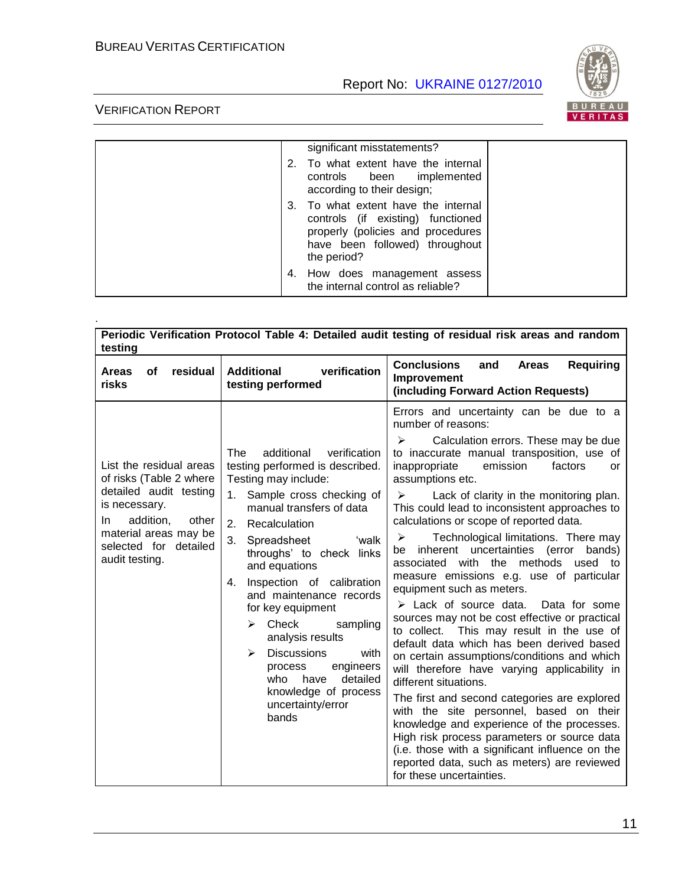| | significant misstatements?<br>2. To what extent have the internal controls been implemented according to their design;<br>3. To what extent have the internal controls (if existing) functioned properly (policies and procedures have been followed) throughout the period?<br>4. How does management assess the internal control as reliable? | |
|---|---|---|

.

| **Periodic Verification Protocol Table 4: Detailed audit testing of residual risk areas and random testing** | | |
|---|---|---|
| **Areas of residual risks** | **Additional verification testing performed** | **Conclusions and Areas Requiring Improvement (including Forward Action Requests)** |
| List the residual areas of risks (Table 2 where detailed audit testing is necessary.<br>In addition, other material areas may be selected for detailed audit testing. | The additional verification testing performed is described. Testing may include:<br>1. Sample cross checking of manual transfers of data<br>2. Recalculation<br>3. Spreadsheet 'walk throughs' to check links and equations<br>4. Inspection of calibration and maintenance records for key equipment<br>➢ Check sampling analysis results<br>➢ Discussions with process engineers who have detailed knowledge of process uncertainty/error bands | Errors and uncertainty can be due to a number of reasons:<br>➢ Calculation errors. These may be due to inaccurate manual transposition, use of inappropriate emission factors or assumptions etc.<br>➢ Lack of clarity in the monitoring plan. This could lead to inconsistent approaches to calculations or scope of reported data.<br>➢ Technological limitations. There may be inherent uncertainties (error bands) associated with the methods used to measure emissions e.g. use of particular equipment such as meters.<br>➢ Lack of source data. Data for some sources may not be cost effective or practical to collect. This may result in the use of default data which has been derived based on certain assumptions/conditions and which will therefore have varying applicability in different situations.<br>The first and second categories are explored with the site personnel, based on their knowledge and experience of the processes. High risk process parameters or source data (i.e. those with a significant influence on the reported data, such as meters) are reviewed for these uncertainties. |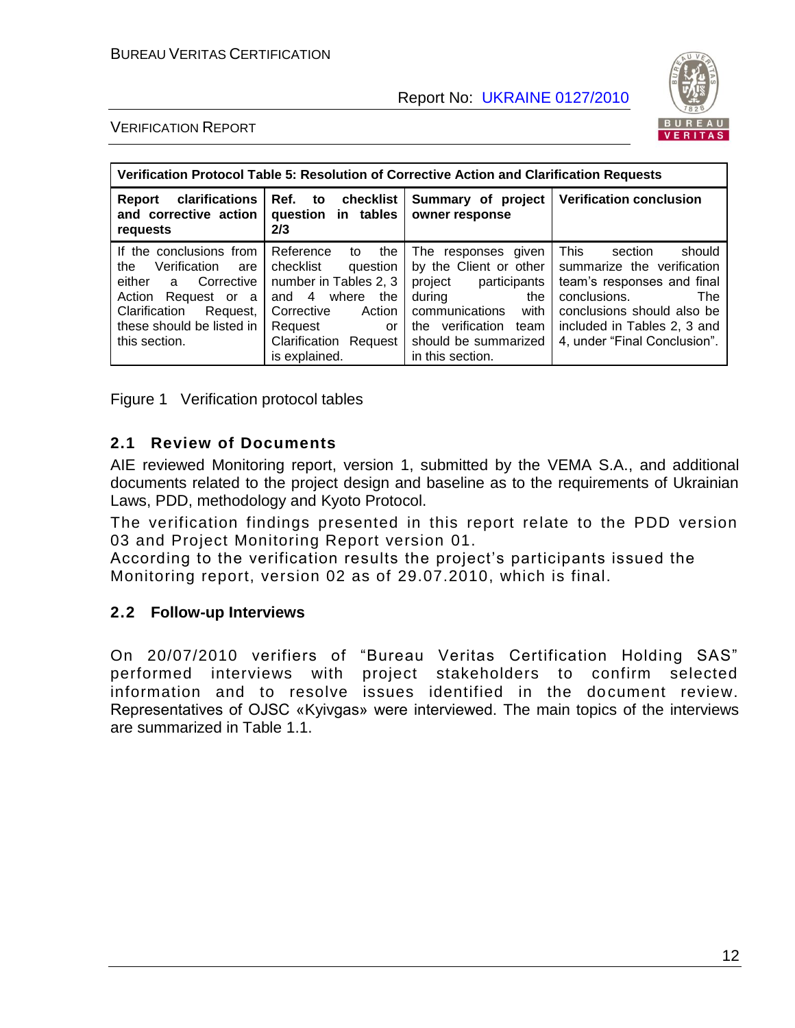| Verification Protocol Table 5: Resolution of Corrective Action and Clarification Requests | | | |
|---|---|---|---|
| **Report clarifications and corrective action requests** | **Ref. to checklist question in tables 2/3** | **Summary of project owner response** | **Verification conclusion** |
| If the conclusions from the Verification are either a Corrective Action Request or a Clarification Request, these should be listed in this section. | Reference to the checklist question number in Tables 2, 3 and 4 where the Corrective Action Request or Clarification Request is explained. | The responses given by the Client or other project participants during the communications with the verification team should be summarized in this section. | This section should summarize the verification team's responses and final conclusions. The conclusions should also be included in Tables 2, 3 and 4, under "Final Conclusion". |

Figure 1 Verification protocol tables

## 2.1 Review of Documents

AIE reviewed Monitoring report, version 1, submitted by the VEMA S.A., and additional documents related to the project design and baseline as to the requirements of Ukrainian Laws, PDD, methodology and Kyoto Protocol.

The verification findings presented in this report relate to the PDD version 03 and Project Monitoring Report version 01.

According to the verification results the project's participants issued the Monitoring report, version 02 as of 29.07.2010, which is final.

## 2.2 Follow-up Interviews

On 20/07/2010 verifiers of "Bureau Veritas Certification Holding SAS" performed interviews with project stakeholders to confirm selected information and to resolve issues identified in the document review. Representatives of OJSC «Kyivgas» were interviewed. The main topics of the interviews are summarized in Table 1.1.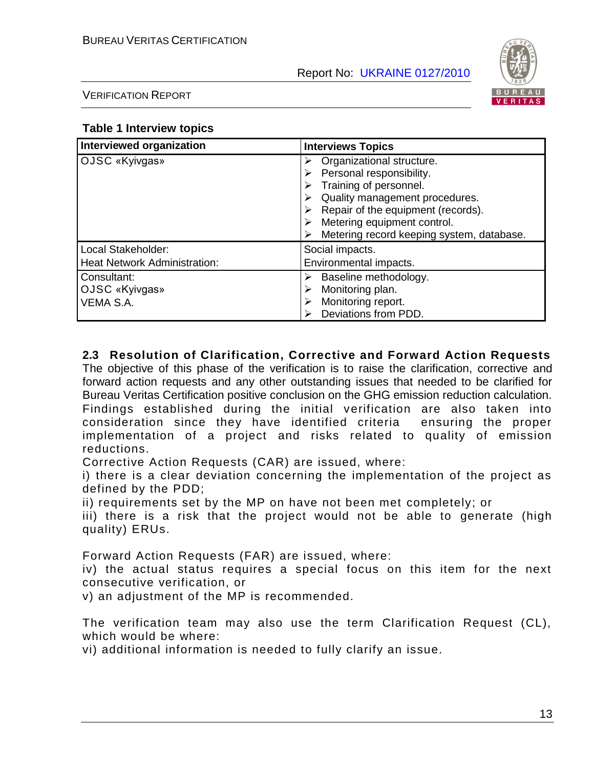**Table 1 Interview topics**

| Interviewed organization | Interviews Topics |
|---|---|
| OJSC «Kyivgas» | ➢ Organizational structure.<br>➢ Personal responsibility.<br>➢ Training of personnel.<br>➢ Quality management procedures.<br>➢ Repair of the equipment (records).<br>➢ Metering equipment control.<br>➢ Metering record keeping system, database. |
| Local Stakeholder:<br>Heat Network Administration: | Social impacts.<br>Environmental impacts. |
| Consultant:<br>OJSC «Kyivgas»<br>VEMA S.A. | ➢ Baseline methodology.<br>➢ Monitoring plan.<br>➢ Monitoring report.<br>➢ Deviations from PDD. |

## 2.3 Resolution of Clarification, Corrective and Forward Action Requests

The objective of this phase of the verification is to raise the clarification, corrective and forward action requests and any other outstanding issues that needed to be clarified for Bureau Veritas Certification positive conclusion on the GHG emission reduction calculation. Findings established during the initial verification are also taken into consideration since they have identified criteria ensuring the proper implementation of a project and risks related to quality of emission reductions.

Corrective Action Requests (CAR) are issued, where:

i) there is a clear deviation concerning the implementation of the project as defined by the PDD;

ii) requirements set by the MP on have not been met completely; or

iii) there is a risk that the project would not be able to generate (high quality) ERUs.

Forward Action Requests (FAR) are issued, where:

iv) the actual status requires a special focus on this item for the next consecutive verification, or

v) an adjustment of the MP is recommended.

The verification team may also use the term Clarification Request (CL), which would be where:

vi) additional information is needed to fully clarify an issue.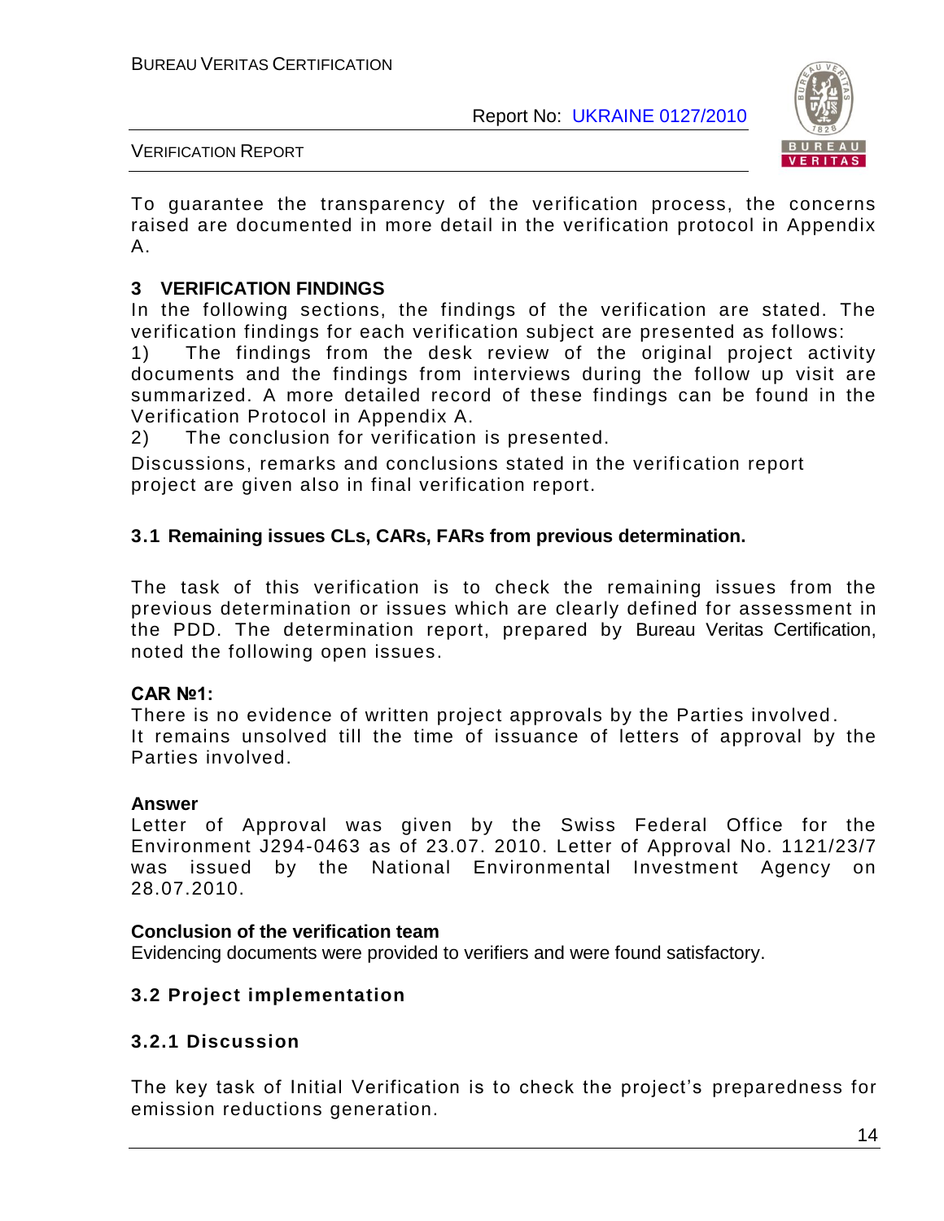To guarantee the transparency of the verification process, the concerns raised are documented in more detail in the verification protocol in Appendix A.

## 3 VERIFICATION FINDINGS

In the following sections, the findings of the verification are stated. The verification findings for each verification subject are presented as follows:

1) The findings from the desk review of the original project activity documents and the findings from interviews during the follow up visit are summarized. A more detailed record of these findings can be found in the Verification Protocol in Appendix A.
2) The conclusion for verification is presented.

Discussions, remarks and conclusions stated in the verification report project are given also in final verification report.

### 3.1 Remaining issues CLs, CARs, FARs from previous determination.

The task of this verification is to check the remaining issues from the previous determination or issues which are clearly defined for assessment in the PDD. The determination report, prepared by Bureau Veritas Certification, noted the following open issues.

**CAR №1:**

There is no evidence of written project approvals by the Parties involved.
It remains unsolved till the time of issuance of letters of approval by the Parties involved.

**Answer**

Letter of Approval was given by the Swiss Federal Office for the Environment J294-0463 as of 23.07. 2010. Letter of Approval No. 1121/23/7 was issued by the National Environmental Investment Agency on 28.07.2010.

**Conclusion of the verification team**

Evidencing documents were provided to verifiers and were found satisfactory.

### 3.2 Project implementation

#### 3.2.1 Discussion

The key task of Initial Verification is to check the project's preparedness for emission reductions generation.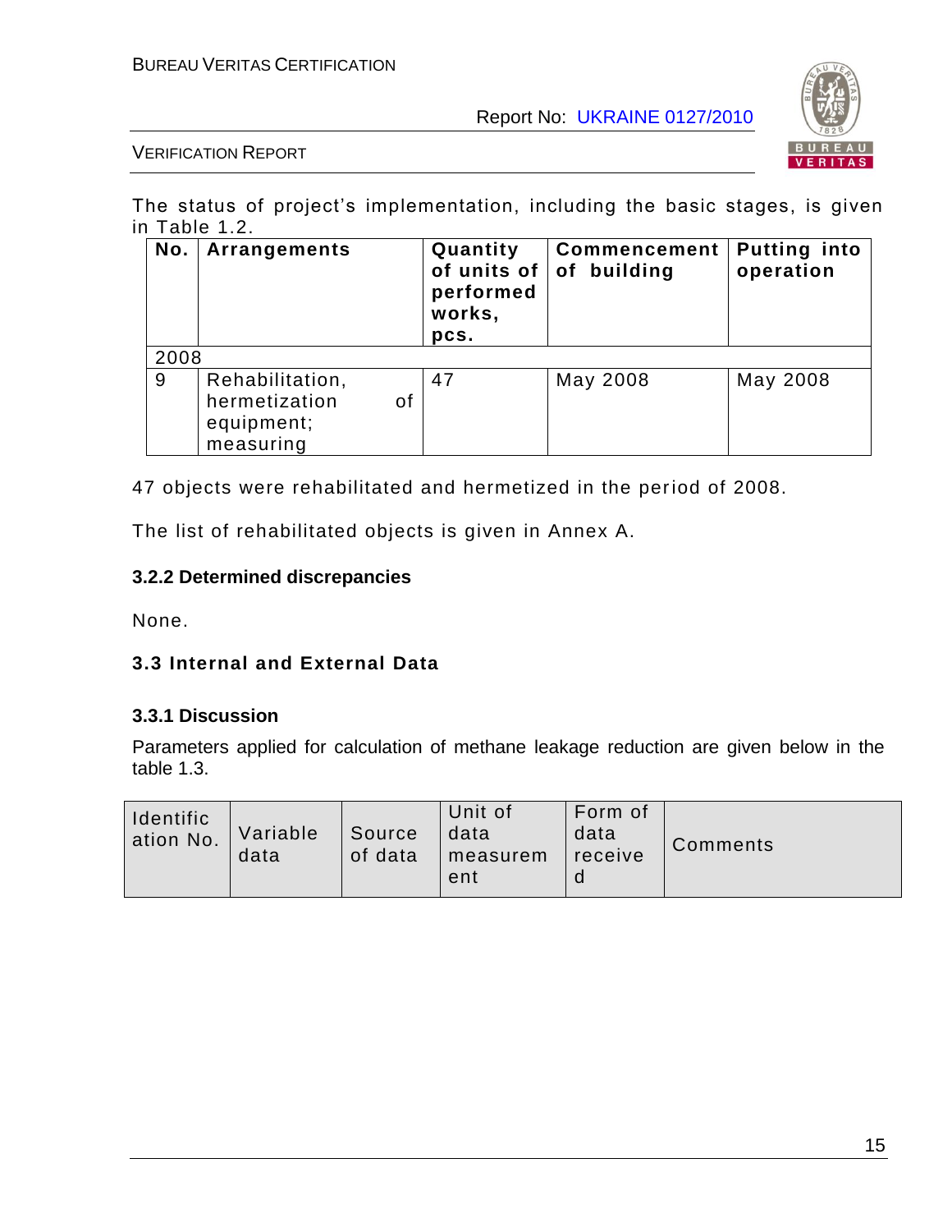The status of project's implementation, including the basic stages, is given in Table 1.2.

| No. | Arrangements | Quantity of units of performed works, pcs. | Commencement of building | Putting into operation |
|---|---|---|---|---|
| 2008 | | | | |
| 9 | Rehabilitation, hermetization of equipment; measuring | 47 | May 2008 | May 2008 |

47 objects were rehabilitated and hermetized in the period of 2008.

The list of rehabilitated objects is given in Annex A.

### 3.2.2 Determined discrepancies

None.

## 3.3 Internal and External Data

### 3.3.1 Discussion

Parameters applied for calculation of methane leakage reduction are given below in the table 1.3.

| Identification No. | Variable data | Source of data | Unit of data measurement | Form of data received | Comments |
|---|---|---|---|---|---|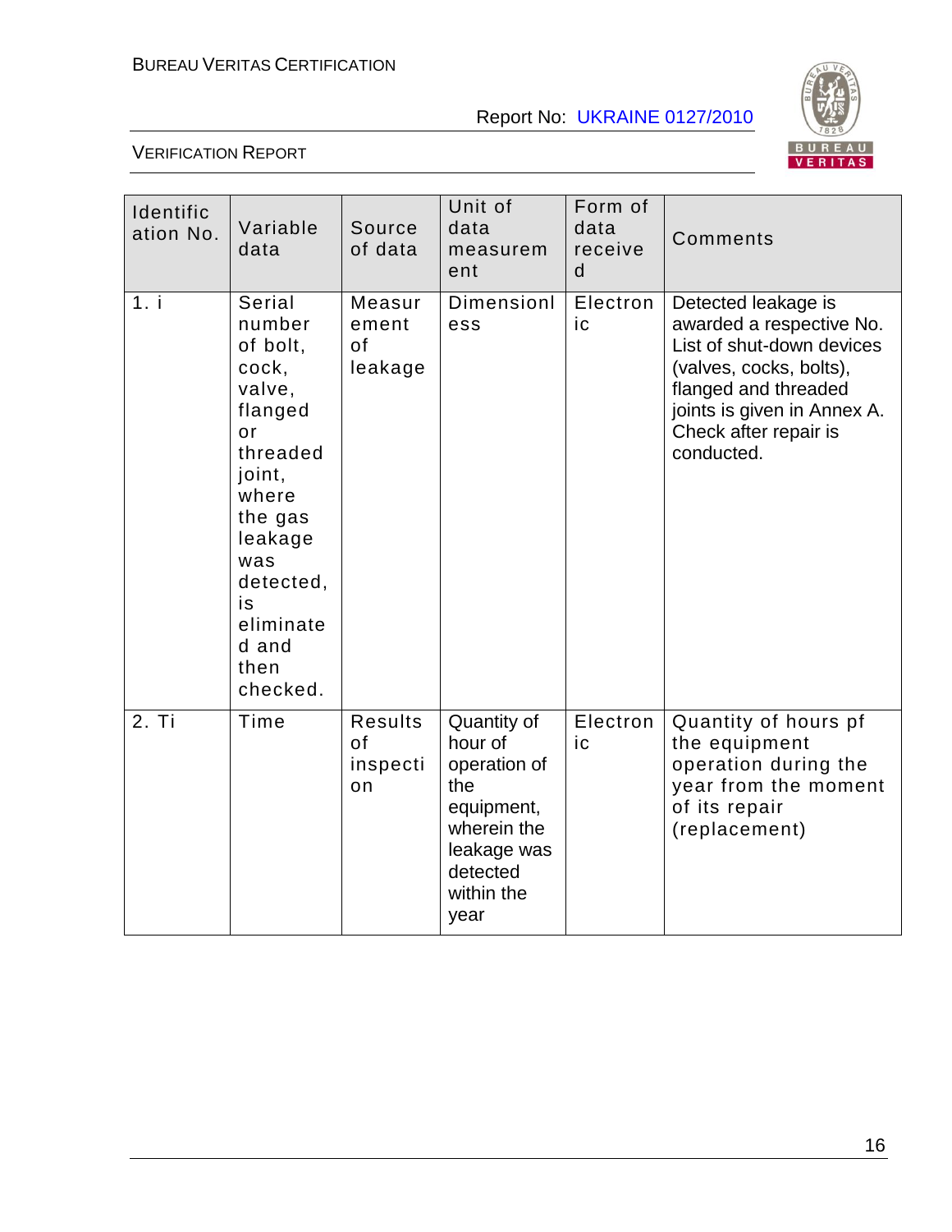| Identification No. | Variable data | Source of data | Unit of data measurement | Form of data received | Comments |
|---|---|---|---|---|---|
| 1. i | Serial number of bolt, cock, valve, flanged or threaded joint, where the gas leakage was detected, is eliminated and then checked. | Measurement of leakage | Dimensionless | Electronic | Detected leakage is awarded a respective No. List of shut-down devices (valves, cocks, bolts), flanged and threaded joints is given in Annex A. Check after repair is conducted. |
| 2. Ti | Time | Results of inspection | Quantity of hour of operation of the equipment, wherein the leakage was detected within the year | Electronic | Quantity of hours pf the equipment operation during the year from the moment of its repair (replacement) |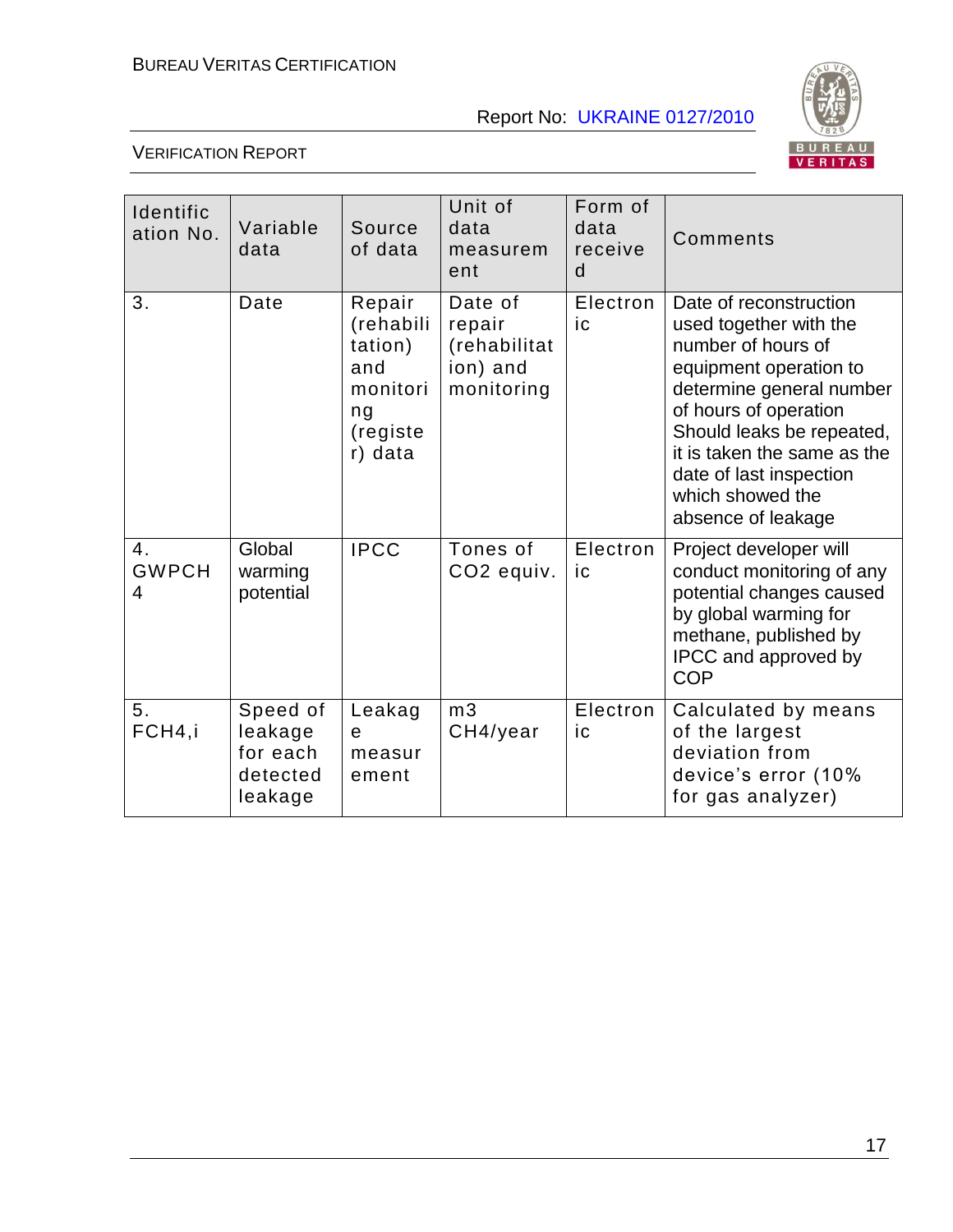| Identification No. | Variable data | Source of data | Unit of data measurement | Form of data received | Comments |
|---|---|---|---|---|---|
| 3. | Date | Repair (rehabilitation) and monitoring (register) data | Date of repair (rehabilitation) and monitoring | Electronic | Date of reconstruction used together with the number of hours of equipment operation to determine general number of hours of operation Should leaks be repeated, it is taken the same as the date of last inspection which showed the absence of leakage |
| 4. GWPCH4 | Global warming potential | IPCC | Tones of $CO_2$ equiv. | Electronic | Project developer will conduct monitoring of any potential changes caused by global warming for methane, published by IPCC and approved by COP |
| 5. FCH4,i | Speed of leakage for each detected leakage | Leakage measurement | m3 $CH_4$/year | Electronic | Calculated by means of the largest deviation from device's error (10% for gas analyzer) |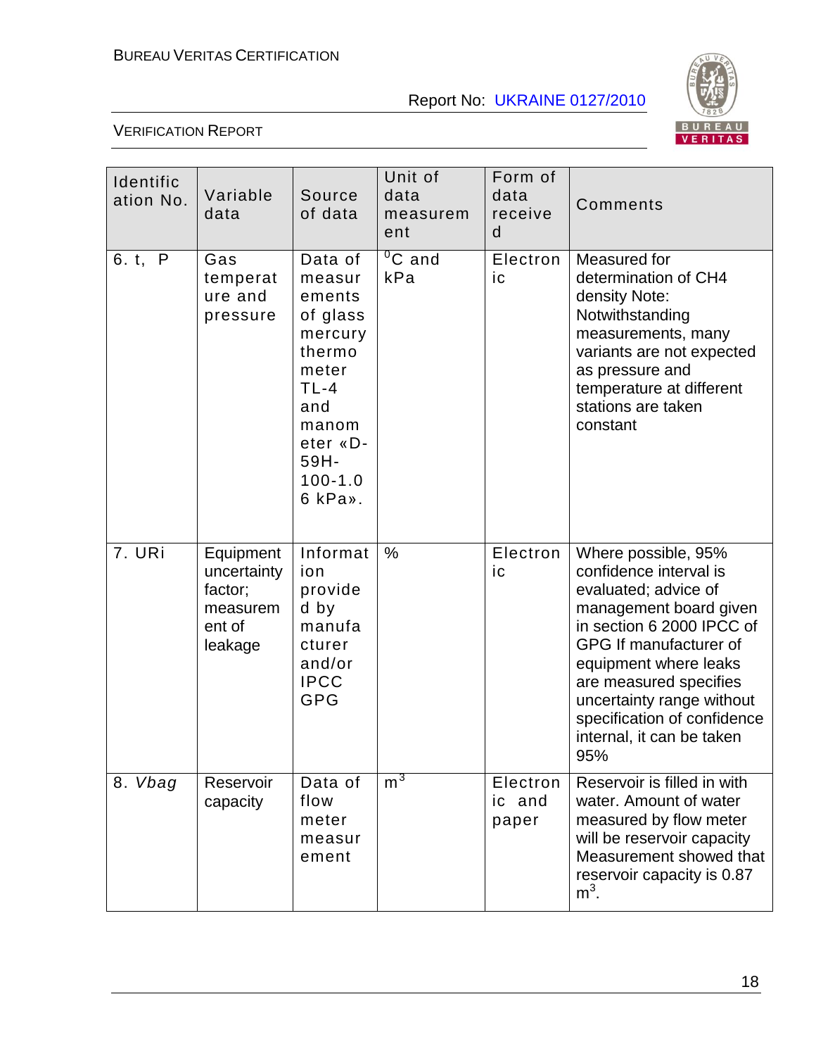| Identification No. | Variable data | Source of data | Unit of data measurement | Form of data received | Comments |
|---|---|---|---|---|---|
| 6. t, P | Gas temperature and pressure | Data of measurements of glass mercury thermometer TL-4 and manometer «D-59H-100-1.06 kPa». | $^0$C and kPa | Electronic | Measured for determination of CH4 density Note: Notwithstanding measurements, many variants are not expected as pressure and temperature at different stations are taken constant |
| 7. URi | Equipment uncertainty factor; measurement of leakage | Information provided by manufacturer and/or IPCC GPG | % | Electronic | Where possible, 95% confidence interval is evaluated; advice of management board given in section 6 2000 IPCC of GPG If manufacturer of equipment where leaks are measured specifies uncertainty range without specification of confidence internal, it can be taken 95% |
| 8. *Vbag* | Reservoir capacity | Data of flow meter measurement | m$^3$ | Electronic and paper | Reservoir is filled in with water. Amount of water measured by flow meter will be reservoir capacity Measurement showed that reservoir capacity is 0.87 m$^3$. |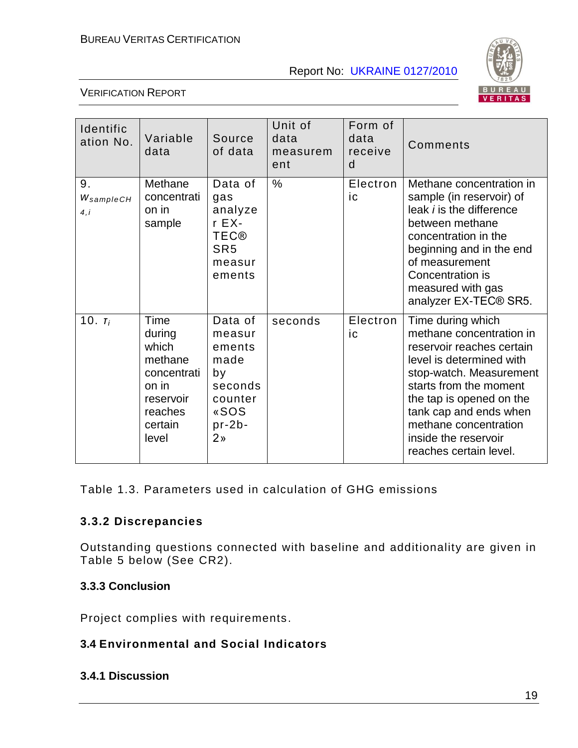| Identification No. | Variable data | Source of data | Unit of data measurement | Form of data received | Comments |
|---|---|---|---|---|---|
| 9. $w_{sampleCH4,i}$ | Methane concentration in sample | Data of gas analyzer EX-TEC® SR5 measurements | % | Electronic | Methane concentration in sample (in reservoir) of leak *i* is the difference between methane concentration in the beginning and in the end of measurement Concentration is measured with gas analyzer EX-TEC® SR5. |
| 10. $\tau_i$ | Time during which methane concentration in reservoir reaches certain level | Data of measurements made by seconds counter «SOS pr-2b-2» | seconds | Electronic | Time during which methane concentration in reservoir reaches certain level is determined with stop-watch. Measurement starts from the moment the tap is opened on the tank cap and ends when methane concentration inside the reservoir reaches certain level. |

Table 1.3. Parameters used in calculation of GHG emissions

### 3.3.2 Discrepancies

Outstanding questions connected with baseline and additionality are given in Table 5 below (See CR2).

### 3.3.3 Conclusion

Project complies with requirements.

## 3.4 Environmental and Social Indicators

### 3.4.1 Discussion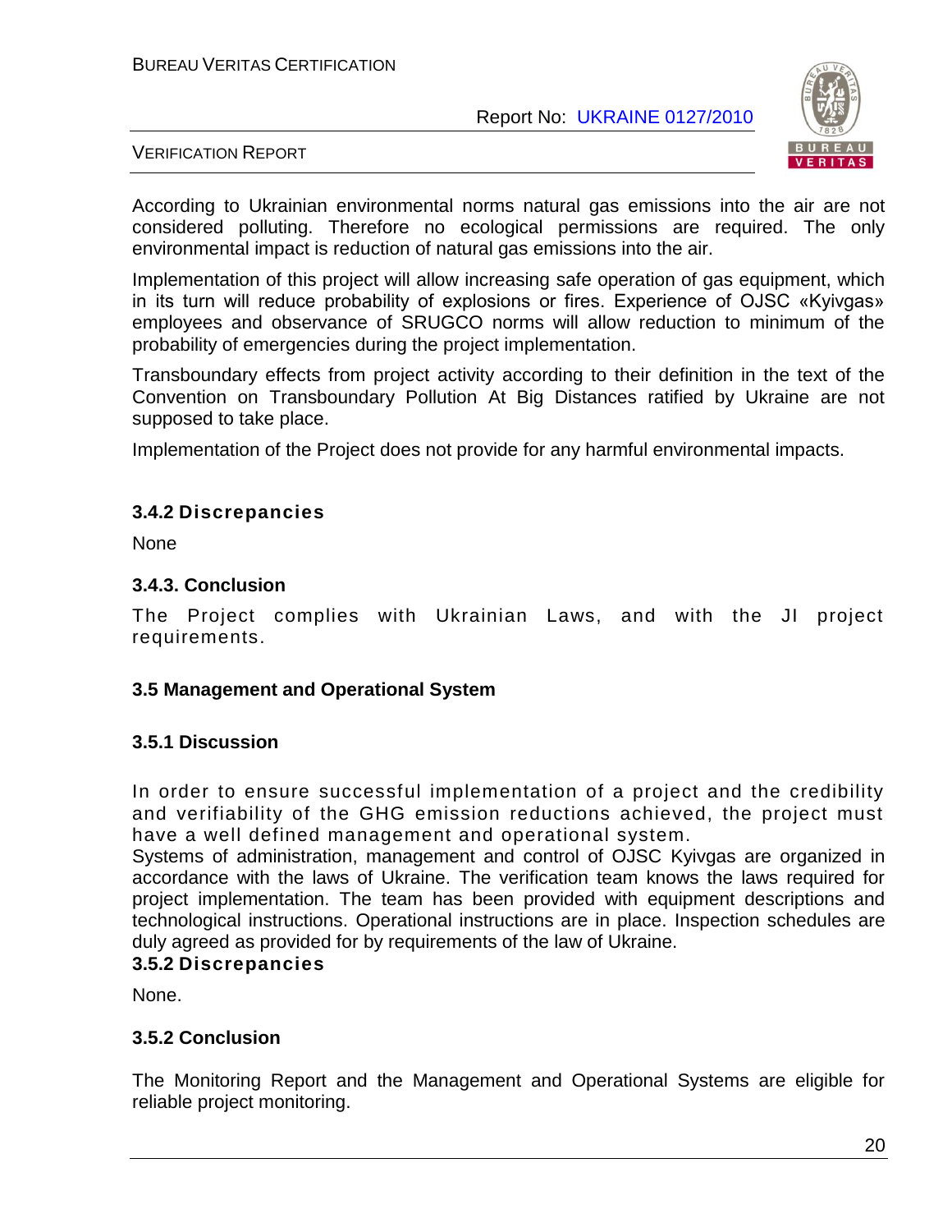According to Ukrainian environmental norms natural gas emissions into the air are not considered polluting. Therefore no ecological permissions are required. The only environmental impact is reduction of natural gas emissions into the air.

Implementation of this project will allow increasing safe operation of gas equipment, which in its turn will reduce probability of explosions or fires. Experience of OJSC «Kyivgas» employees and observance of SRUGCO norms will allow reduction to minimum of the probability of emergencies during the project implementation.

Transboundary effects from project activity according to their definition in the text of the Convention on Transboundary Pollution At Big Distances ratified by Ukraine are not supposed to take place.

Implementation of the Project does not provide for any harmful environmental impacts.

### 3.4.2 Discrepancies

None

### 3.4.3. Conclusion

The Project complies with Ukrainian Laws, and with the JI project requirements.

## 3.5 Management and Operational System

### 3.5.1 Discussion

In order to ensure successful implementation of a project and the credibility and verifiability of the GHG emission reductions achieved, the project must have a well defined management and operational system.

Systems of administration, management and control of OJSC Kyivgas are organized in accordance with the laws of Ukraine. The verification team knows the laws required for project implementation. The team has been provided with equipment descriptions and technological instructions. Operational instructions are in place. Inspection schedules are duly agreed as provided for by requirements of the law of Ukraine.

### 3.5.2 Discrepancies

None.

### 3.5.2 Conclusion

The Monitoring Report and the Management and Operational Systems are eligible for reliable project monitoring.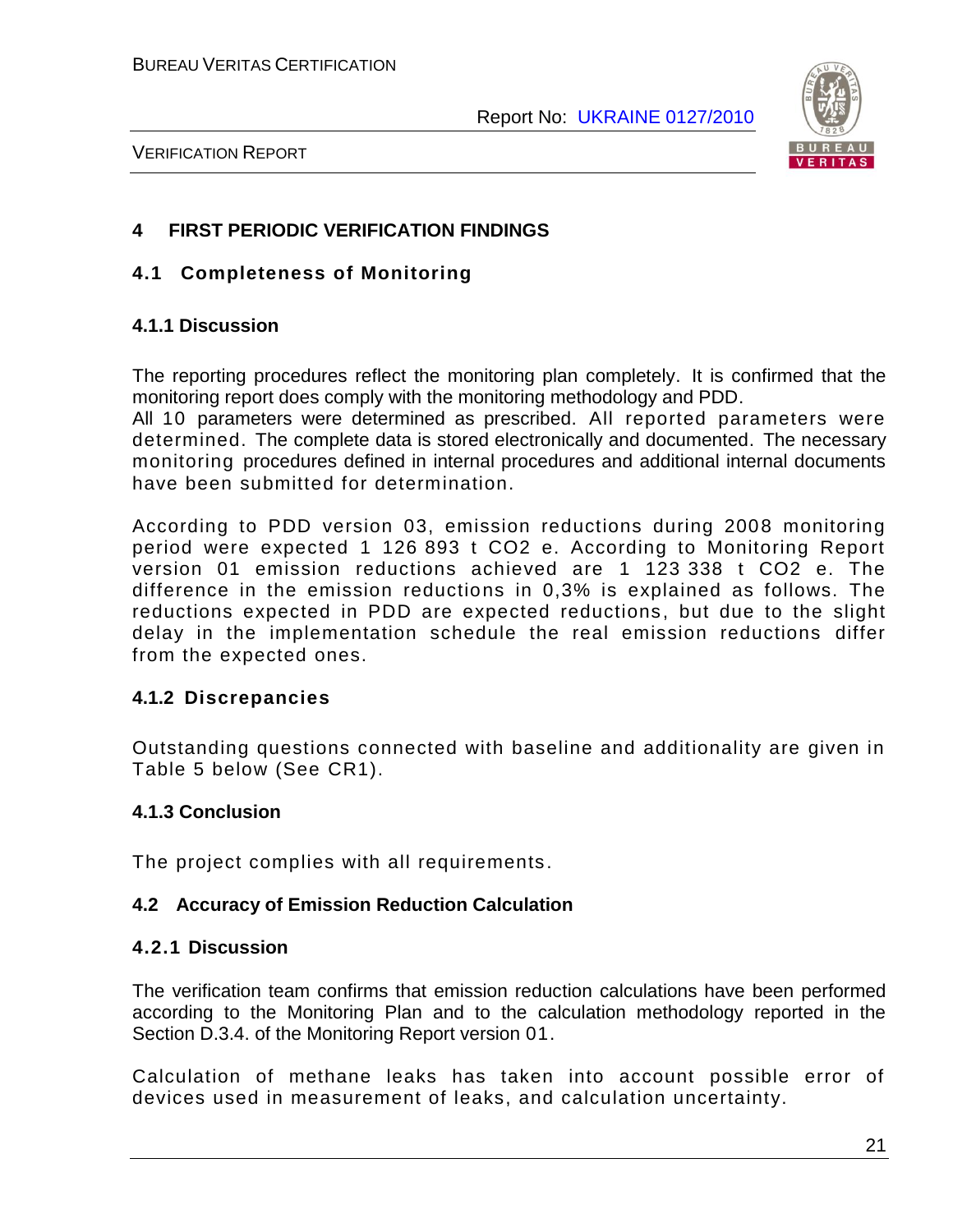## 4 FIRST PERIODIC VERIFICATION FINDINGS

### 4.1 Completeness of Monitoring

#### 4.1.1 Discussion

The reporting procedures reflect the monitoring plan completely. It is confirmed that the monitoring report does comply with the monitoring methodology and PDD.
All 10 parameters were determined as prescribed. All reported parameters were determined. The complete data is stored electronically and documented. The necessary monitoring procedures defined in internal procedures and additional internal documents have been submitted for determination.

According to PDD version 03, emission reductions during 2008 monitoring period were expected 1 126 893 t $CO_2$ e. According to Monitoring Report version 01 emission reductions achieved are 1 123 338 t $CO_2$ e. The difference in the emission reductions in 0,3% is explained as follows. The reductions expected in PDD are expected reductions, but due to the slight delay in the implementation schedule the real emission reductions differ from the expected ones.

#### 4.1.2 Discrepancies

Outstanding questions connected with baseline and additionality are given in Table 5 below (See CR1).

#### 4.1.3 Conclusion

The project complies with all requirements.

### 4.2 Accuracy of Emission Reduction Calculation

#### 4.2.1 Discussion

The verification team confirms that emission reduction calculations have been performed according to the Monitoring Plan and to the calculation methodology reported in the Section D.3.4. of the Monitoring Report version 01.

Calculation of methane leaks has taken into account possible error of devices used in measurement of leaks, and calculation uncertainty.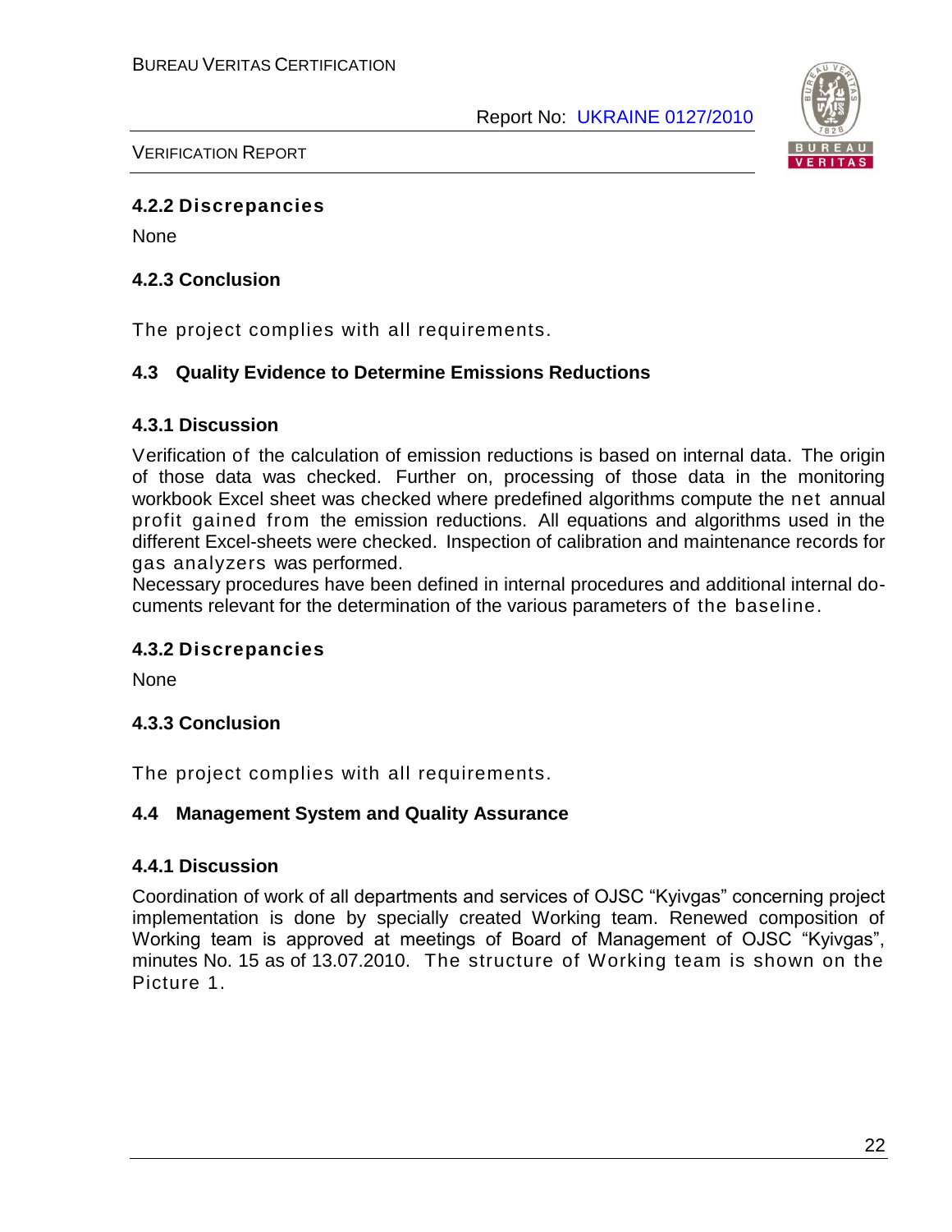### 4.2.2 Discrepancies

None

### 4.2.3 Conclusion

The project complies with all requirements.

## 4.3 Quality Evidence to Determine Emissions Reductions

### 4.3.1 Discussion

Verification of the calculation of emission reductions is based on internal data. The origin of those data was checked. Further on, processing of those data in the monitoring workbook Excel sheet was checked where predefined algorithms compute the net annual profit gained from the emission reductions. All equations and algorithms used in the different Excel-sheets were checked. Inspection of calibration and maintenance records for gas analyzers was performed.
Necessary procedures have been defined in internal procedures and additional internal documents relevant for the determination of the various parameters of the baseline.

### 4.3.2 Discrepancies

None

### 4.3.3 Conclusion

The project complies with all requirements.

## 4.4 Management System and Quality Assurance

### 4.4.1 Discussion

Coordination of work of all departments and services of OJSC "Kyivgas" concerning project implementation is done by specially created Working team. Renewed composition of Working team is approved at meetings of Board of Management of OJSC "Kyivgas", minutes No. 15 as of 13.07.2010. The structure of Working team is shown on the Picture 1.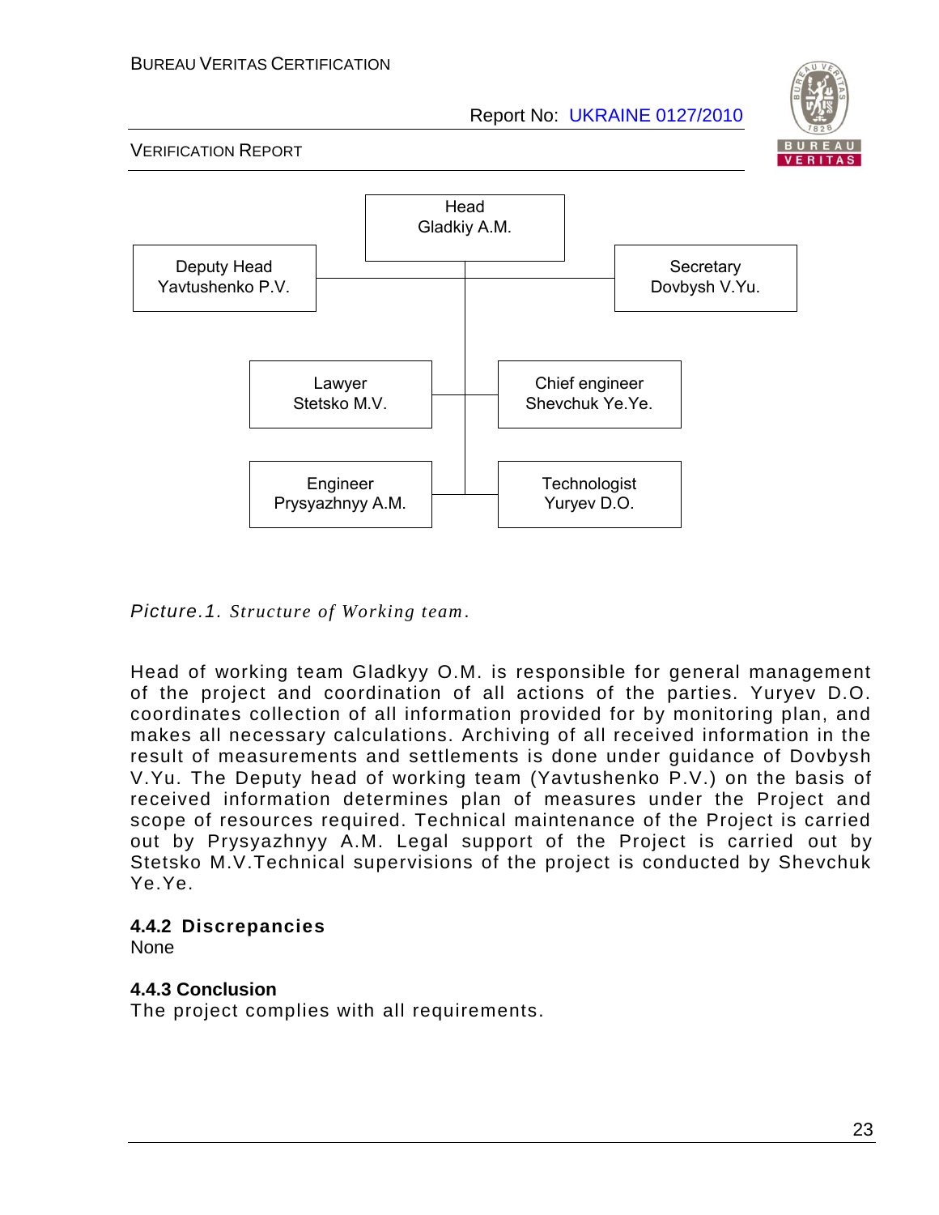Head
Gladkiy A.M.

Deputy Head
Yavtushenko P.V.

Secretary
Dovbysh V.Yu.

Lawyer
Stetsko M.V.

Chief engineer
Shevchuk Ye.Ye.

Engineer
Prysyazhnyy A.M.

Technologist
Yuryev D.O.

*Picture.1. Structure of Working team.*

Head of working team Gladkyy O.M. is responsible for general management of the project and coordination of all actions of the parties. Yuryev D.O. coordinates collection of all information provided for by monitoring plan, and makes all necessary calculations. Archiving of all received information in the result of measurements and settlements is done under guidance of Dovbysh V.Yu. The Deputy head of working team (Yavtushenko P.V.) on the basis of received information determines plan of measures under the Project and scope of resources required. Technical maintenance of the Project is carried out by Prysyazhnyy A.M. Legal support of the Project is carried out by Stetsko M.V.Technical supervisions of the project is conducted by Shevchuk Ye.Ye.

### 4.4.2 Discrepancies

None

### 4.4.3 Conclusion

The project complies with all requirements.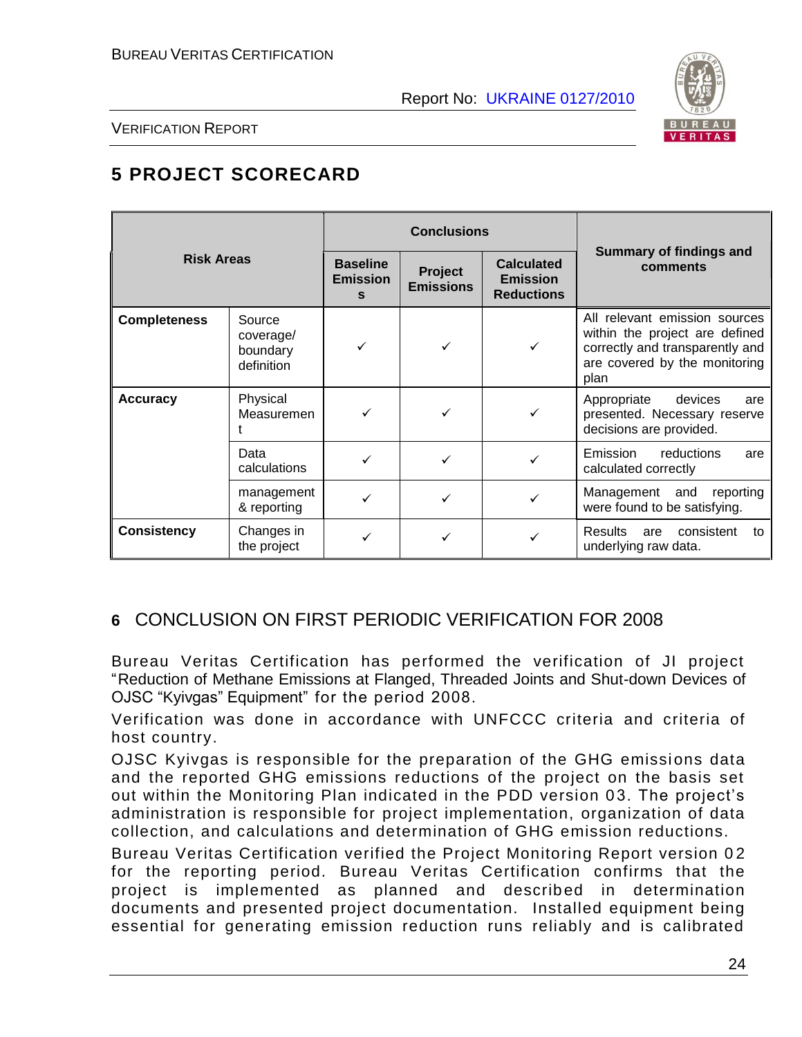# 5 PROJECT SCORECARD

| Risk Areas | | Conclusions | | | Summary of findings and comments |
|---|---|---|---|---|---|
| | | Baseline Emissions | Project Emissions | Calculated Emission Reductions | |
| **Completeness** | Source coverage/ boundary definition | ✓ | ✓ | ✓ | All relevant emission sources within the project are defined correctly and transparently and are covered by the monitoring plan |
| **Accuracy** | Physical Measurement | ✓ | ✓ | ✓ | Appropriate devices are presented. Necessary reserve decisions are provided. |
| | Data calculations | ✓ | ✓ | ✓ | Emission reductions are calculated correctly |
| | management & reporting | ✓ | ✓ | ✓ | Management and reporting were found to be satisfying. |
| **Consistency** | Changes in the project | ✓ | ✓ | ✓ | Results are consistent to underlying raw data. |

## 6 CONCLUSION ON FIRST PERIODIC VERIFICATION FOR 2008

Bureau Veritas Certification has performed the verification of JI project "Reduction of Methane Emissions at Flanged, Threaded Joints and Shut-down Devices of OJSC "Kyivgas" Equipment" for the period 2008.

Verification was done in accordance with UNFCCC criteria and criteria of host country.

OJSC Kyivgas is responsible for the preparation of the GHG emissions data and the reported GHG emissions reductions of the project on the basis set out within the Monitoring Plan indicated in the PDD version 03. The project's administration is responsible for project implementation, organization of data collection, and calculations and determination of GHG emission reductions.

Bureau Veritas Certification verified the Project Monitoring Report version 02 for the reporting period. Bureau Veritas Certification confirms that the project is implemented as planned and described in determination documents and presented project documentation. Installed equipment being essential for generating emission reduction runs reliably and is calibrated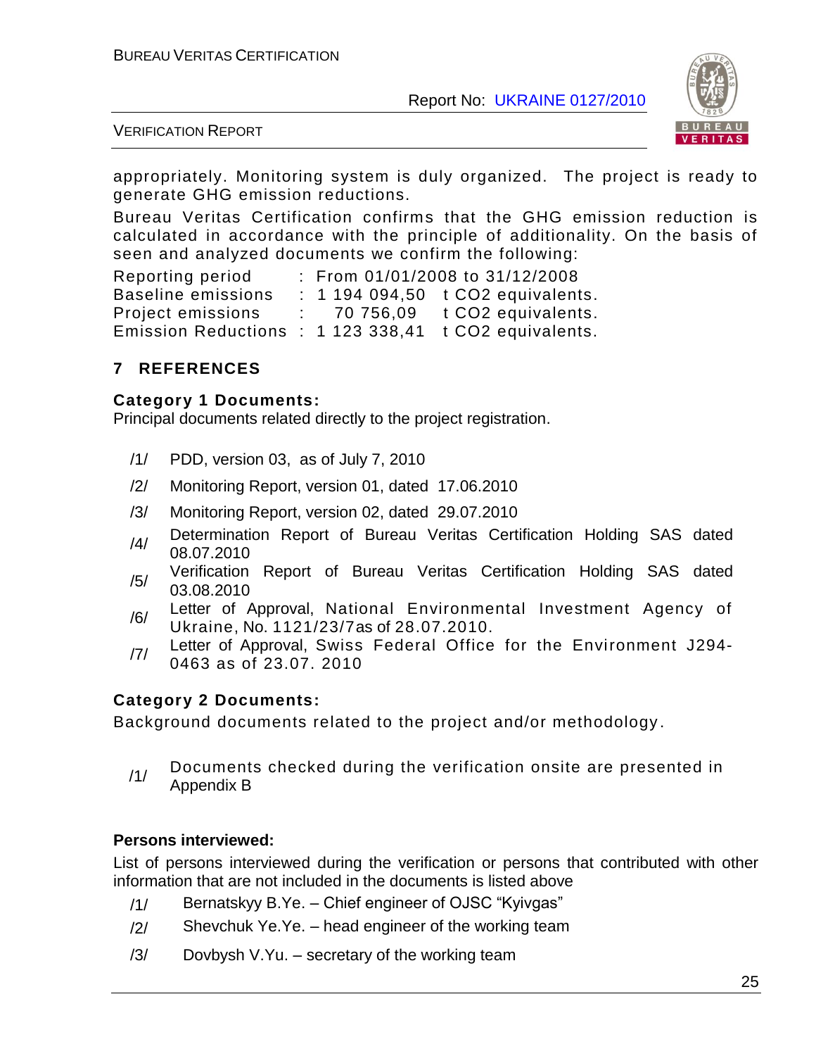appropriately. Monitoring system is duly organized. The project is ready to generate GHG emission reductions.

Bureau Veritas Certification confirms that the GHG emission reduction is calculated in accordance with the principle of additionality. On the basis of seen and analyzed documents we confirm the following:

| | | |
|---|---|---|
| Reporting period | : From 01/01/2008 to 31/12/2008 | |
| Baseline emissions | : 1 194 094,50 | t CO2 equivalents. |
| Project emissions | : 70 756,09 | t CO2 equivalents. |
| Emission Reductions | : 1 123 338,41 | t CO2 equivalents. |

## 7 REFERENCES

**Category 1 Documents:**

Principal documents related directly to the project registration.

/1/ PDD, version 03, as of July 7, 2010

/2/ Monitoring Report, version 01, dated 17.06.2010

/3/ Monitoring Report, version 02, dated 29.07.2010

/4/ Determination Report of Bureau Veritas Certification Holding SAS dated 08.07.2010

/5/ Verification Report of Bureau Veritas Certification Holding SAS dated 03.08.2010

/6/ Letter of Approval, National Environmental Investment Agency of Ukraine, No. 1121/23/7as of 28.07.2010.

/7/ Letter of Approval, Swiss Federal Office for the Environment J294-0463 as of 23.07. 2010

**Category 2 Documents:**

Background documents related to the project and/or methodology.

/1/ Documents checked during the verification onsite are presented in Appendix B

**Persons interviewed:**

List of persons interviewed during the verification or persons that contributed with other information that are not included in the documents is listed above

/1/ Bernatskyy B.Ye. – Chief engineer of OJSC "Kyivgas"

/2/ Shevchuk Ye.Ye. – head engineer of the working team

/3/ Dovbysh V.Yu. – secretary of the working team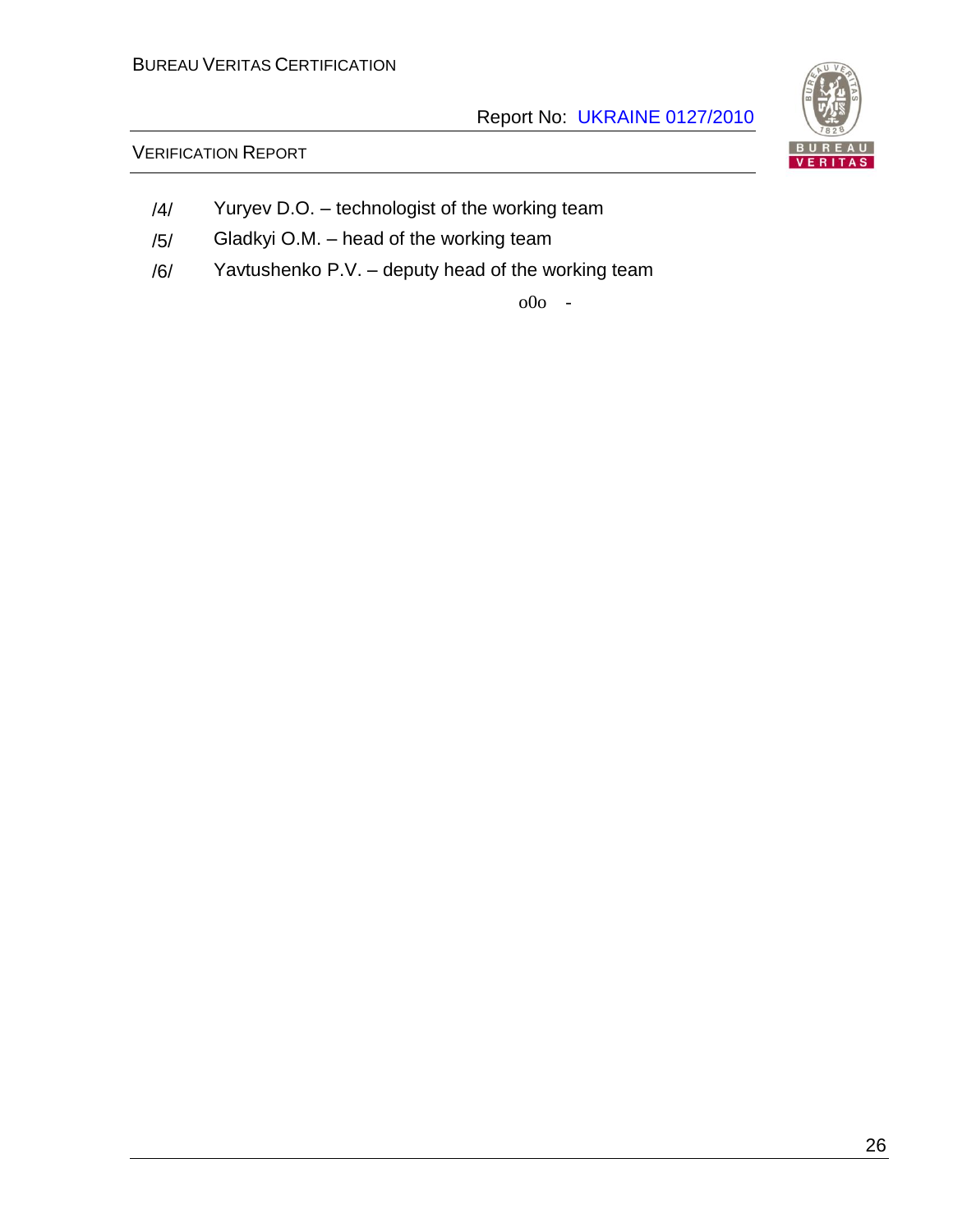/4/ Yuryev D.O. – technologist of the working team

/5/ Gladkyi O.M. – head of the working team

/6/ Yavtushenko P.V. – deputy head of the working team

o0o -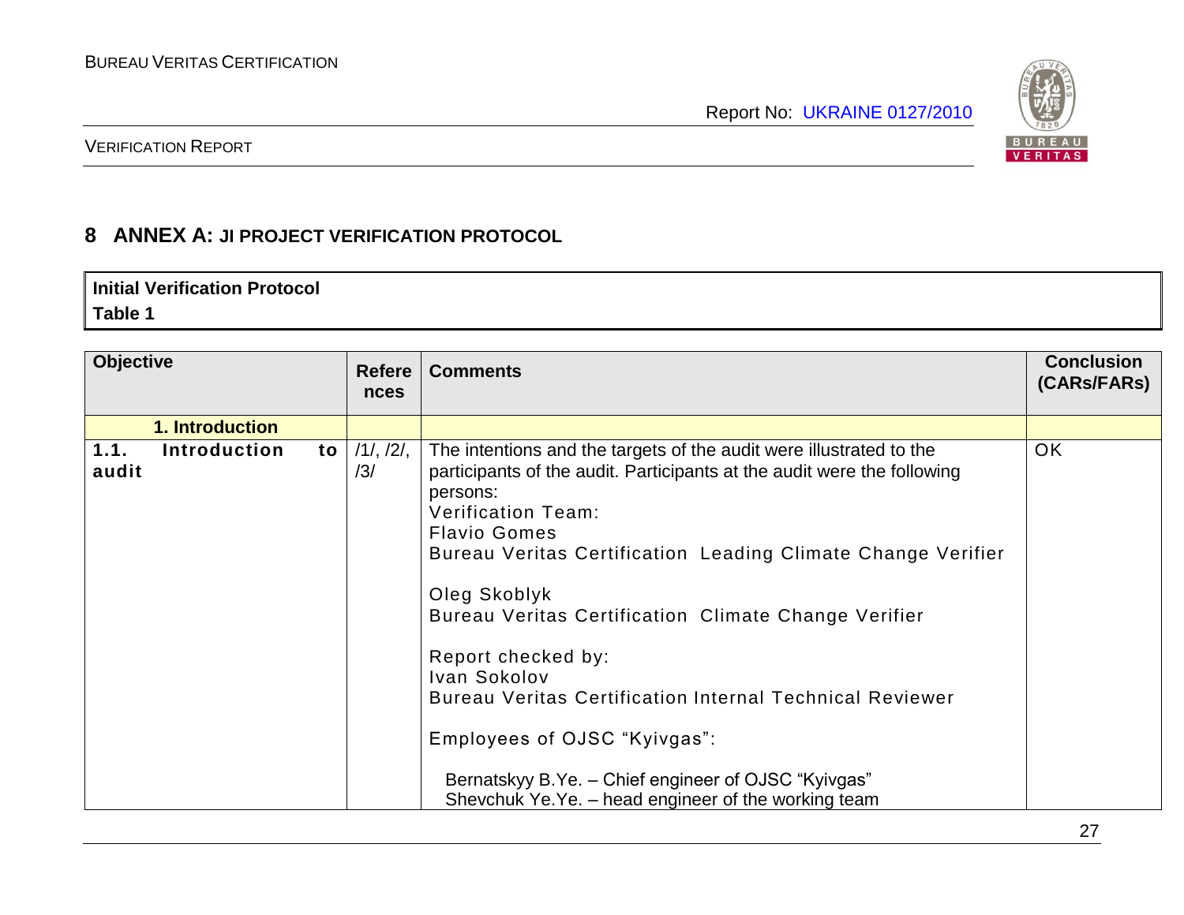# 8 ANNEX A: JI PROJECT VERIFICATION PROTOCOL

| Initial Verification Protocol<br>Table 1 |
|---|

| Objective | References | Comments | Conclusion (CARs/FARs) |
|---|---|---|---|
| **1. Introduction** | | | |
| **1.1. Introduction to audit** | /1/, /2/, /3/ | The intentions and the targets of the audit were illustrated to the participants of the audit. Participants at the audit were the following persons:<br>Verification Team:<br>Flavio Gomes<br>Bureau Veritas Certification Leading Climate Change Verifier<br><br>Oleg Skoblyk<br>Bureau Veritas Certification Climate Change Verifier<br><br>Report checked by:<br>Ivan Sokolov<br>Bureau Veritas Certification Internal Technical Reviewer<br><br>Employees of OJSC "Kyivgas":<br><br>Bernatskyy B.Ye. – Chief engineer of OJSC "Kyivgas"<br>Shevchuk Ye.Ye. – head engineer of the working team | OK |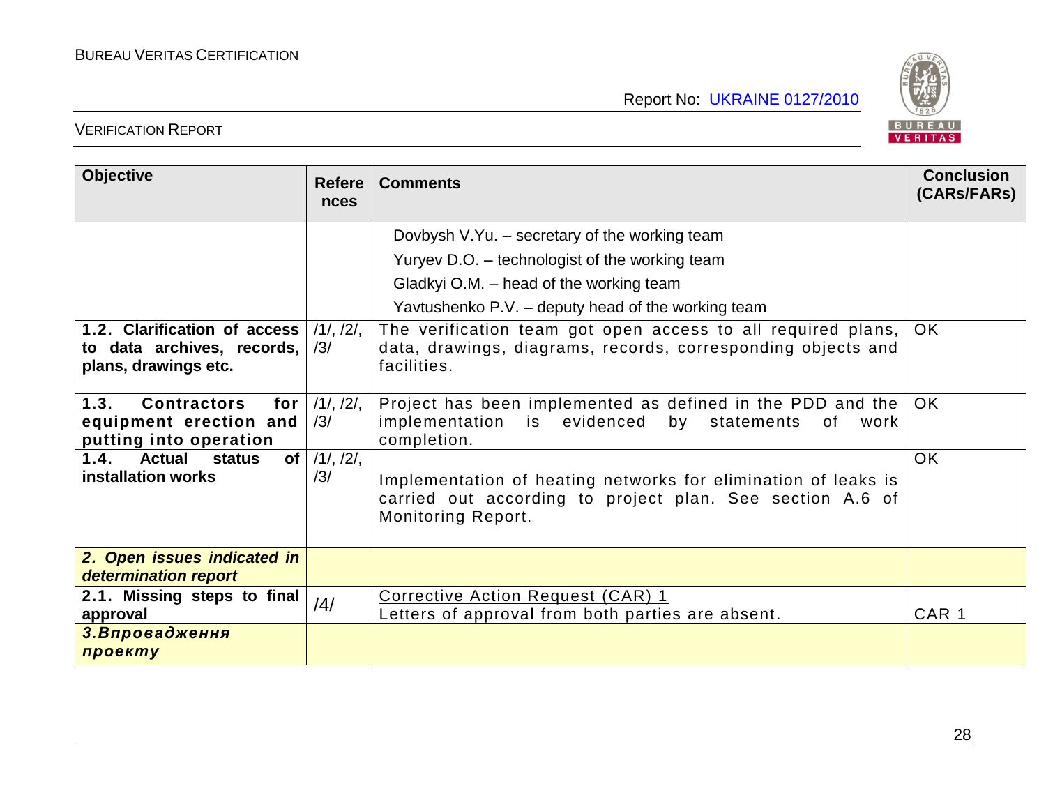| Objective | References | Comments | Conclusion (CARs/FARs) |
|---|---|---|---|
| | | Dovbysh V.Yu. – secretary of the working team<br>Yuryev D.O. – technologist of the working team<br>Gladkyi O.M. – head of the working team<br>Yavtushenko P.V. – deputy head of the working team | |
| **1.2. Clarification of access to data archives, records, plans, drawings etc.** | /1/, /2/, /3/ | The verification team got open access to all required plans, data, drawings, diagrams, records, corresponding objects and facilities. | OK |
| **1.3. Contractors for equipment erection and putting into operation** | /1/, /2/, /3/ | Project has been implemented as defined in the PDD and the implementation is evidenced by statements of work completion. | OK |
| **1.4. Actual status of installation works** | /1/, /2/, /3/ | Implementation of heating networks for elimination of leaks is carried out according to project plan. See section A.6 of Monitoring Report. | OK |
| ***2. Open issues indicated in determination report*** | | | |
| **2.1. Missing steps to final approval** | /4/ | Corrective Action Request (CAR) 1<br>Letters of approval from both parties are absent. | CAR 1 |
| ***3.Впровадження проекту*** | | | |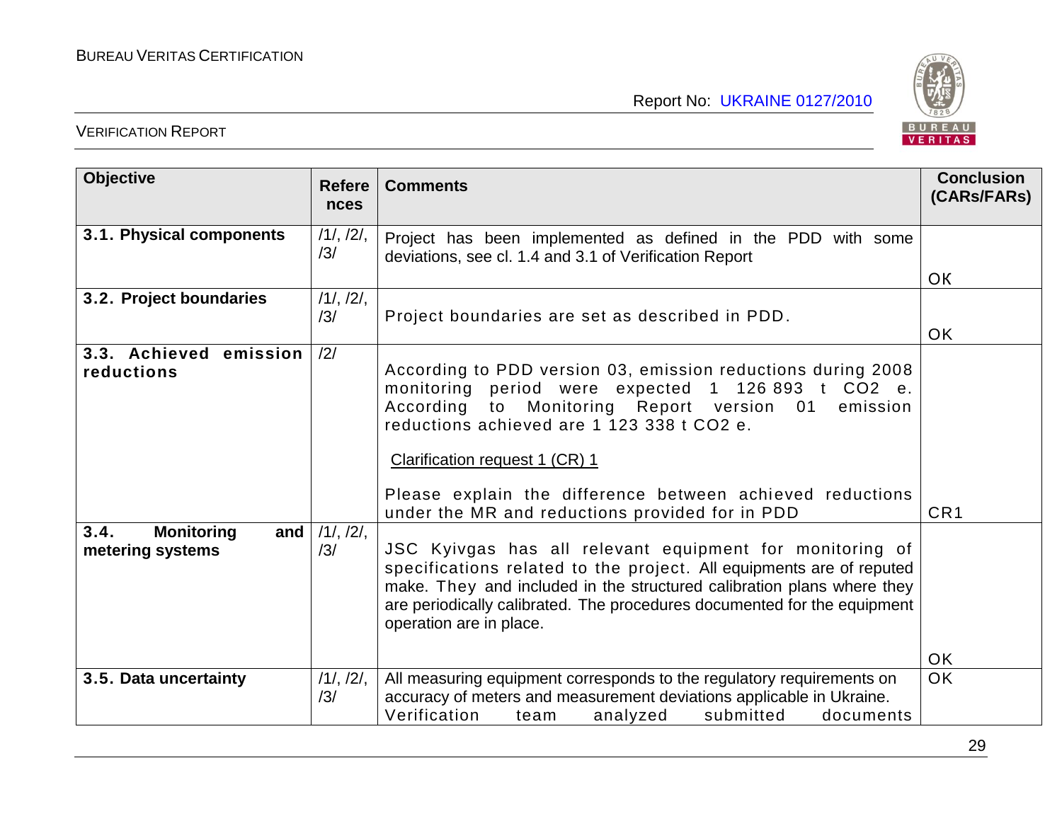| Objective | References | Comments | Conclusion (CARs/FARs) |
|---|---|---|---|
| **3.1. Physical components** | /1/, /2/, /3/ | Project has been implemented as defined in the PDD with some deviations, see cl. 1.4 and 3.1 of Verification Report | OK |
| **3.2. Project boundaries** | /1/, /2/, /3/ | Project boundaries are set as described in PDD. | OK |
| **3.3. Achieved emission reductions** | /2/ | According to PDD version 03, emission reductions during 2008 monitoring period were expected 1 126 893 t $CO_2$ e. According to Monitoring Report version 01 emission reductions achieved are 1 123 338 t $CO_2$ e.<br><br>Clarification request 1 (CR) 1<br><br>Please explain the difference between achieved reductions under the MR and reductions provided for in PDD | CR1 |
| **3.4. Monitoring and metering systems** | /1/, /2/, /3/ | JSC Kyivgas has all relevant equipment for monitoring of specifications related to the project. All equipments are of reputed make. They and included in the structured calibration plans where they are periodically calibrated. The procedures documented for the equipment operation are in place. | OK |
| **3.5. Data uncertainty** | /1/, /2/, /3/ | All measuring equipment corresponds to the regulatory requirements on accuracy of meters and measurement deviations applicable in Ukraine. Verification team analyzed submitted documents | OK |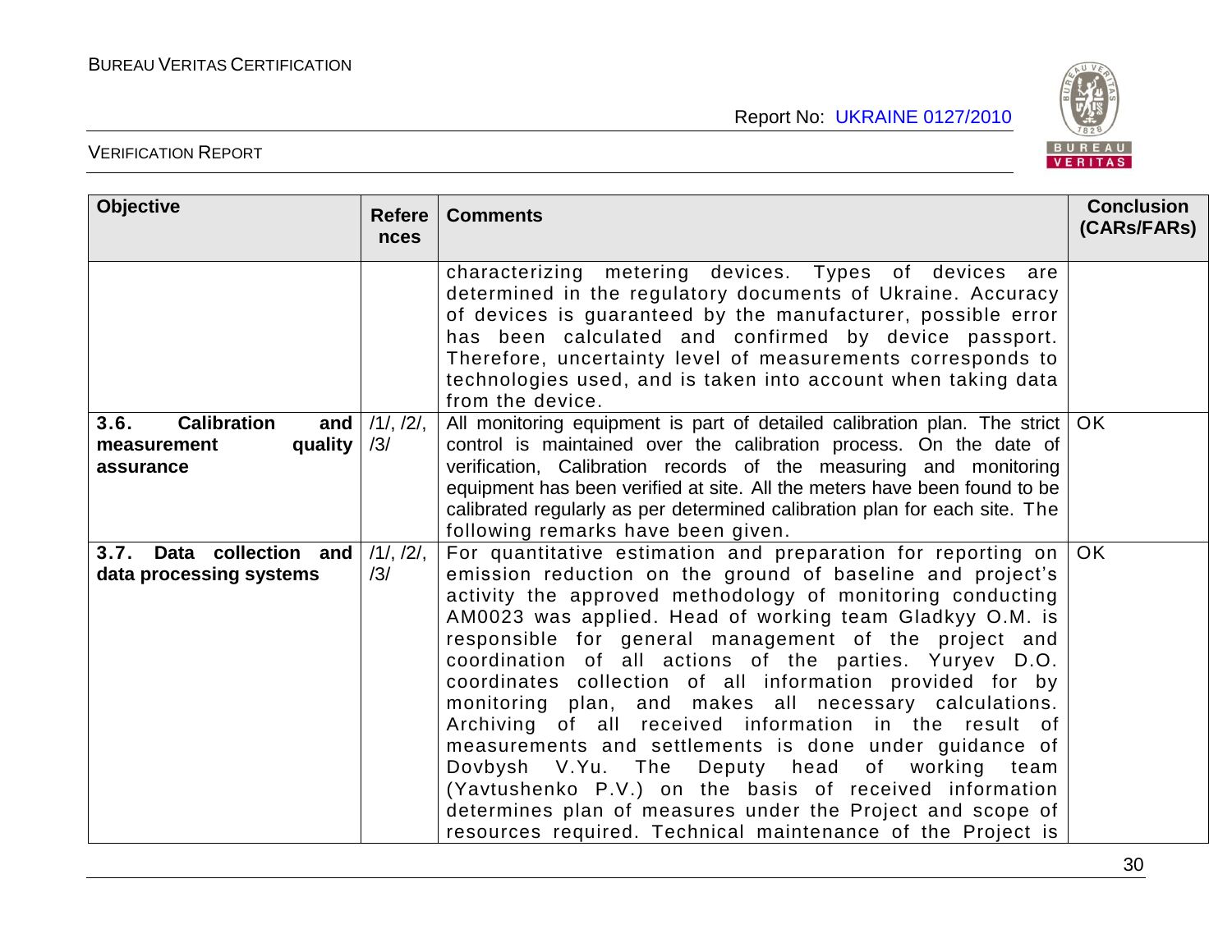| Objective | References | Comments | Conclusion (CARs/FARs) |
|---|---|---|---|
| | | characterizing metering devices. Types of devices are determined in the regulatory documents of Ukraine. Accuracy of devices is guaranteed by the manufacturer, possible error has been calculated and confirmed by device passport. Therefore, uncertainty level of measurements corresponds to technologies used, and is taken into account when taking data from the device. | |
| **3.6. Calibration and measurement quality assurance** | /1/, /2/, /3/ | All monitoring equipment is part of detailed calibration plan. The strict control is maintained over the calibration process. On the date of verification, Calibration records of the measuring and monitoring equipment has been verified at site. All the meters have been found to be calibrated regularly as per determined calibration plan for each site. The following remarks have been given. | OK |
| **3.7. Data collection and data processing systems** | /1/, /2/, /3/ | For quantitative estimation and preparation for reporting on emission reduction on the ground of baseline and project's activity the approved methodology of monitoring conducting AM0023 was applied. Head of working team Gladkyy O.M. is responsible for general management of the project and coordination of all actions of the parties. Yuryev D.O. coordinates collection of all information provided for by monitoring plan, and makes all necessary calculations. Archiving of all received information in the result of measurements and settlements is done under guidance of Dovbysh V.Yu. The Deputy head of working team (Yavtushenko P.V.) on the basis of received information determines plan of measures under the Project and scope of resources required. Technical maintenance of the Project is | OK |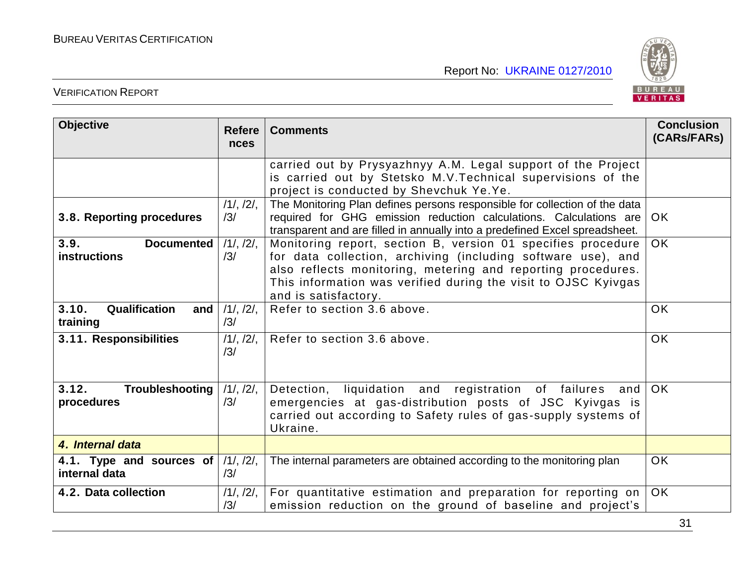| Objective | References | Comments | Conclusion (CARs/FARs) |
|---|---|---|---|
| | | carried out by Prysyazhnyy A.M. Legal support of the Project is carried out by Stetsko M.V.Technical supervisions of the project is conducted by Shevchuk Ye.Ye. | |
| **3.8. Reporting procedures** | /1/, /2/, /3/ | The Monitoring Plan defines persons responsible for collection of the data required for GHG emission reduction calculations. Calculations are transparent and are filled in annually into a predefined Excel spreadsheet. | OK |
| **3.9. Documented instructions** | /1/, /2/, /3/ | Monitoring report, section B, version 01 specifies procedure for data collection, archiving (including software use), and also reflects monitoring, metering and reporting procedures. This information was verified during the visit to OJSC Kyivgas and is satisfactory. | OK |
| **3.10. Qualification and training** | /1/, /2/, /3/ | Refer to section 3.6 above. | OK |
| **3.11. Responsibilities** | /1/, /2/, /3/ | Refer to section 3.6 above. | OK |
| **3.12. Troubleshooting procedures** | /1/, /2/, /3/ | Detection, liquidation and registration of failures and emergencies at gas-distribution posts of JSC Kyivgas is carried out according to Safety rules of gas-supply systems of Ukraine. | OK |
| ***4. Internal data*** | | | |
| **4.1. Type and sources of internal data** | /1/, /2/, /3/ | The internal parameters are obtained according to the monitoring plan | OK |
| **4.2. Data collection** | /1/, /2/, /3/ | For quantitative estimation and preparation for reporting on emission reduction on the ground of baseline and project's | OK |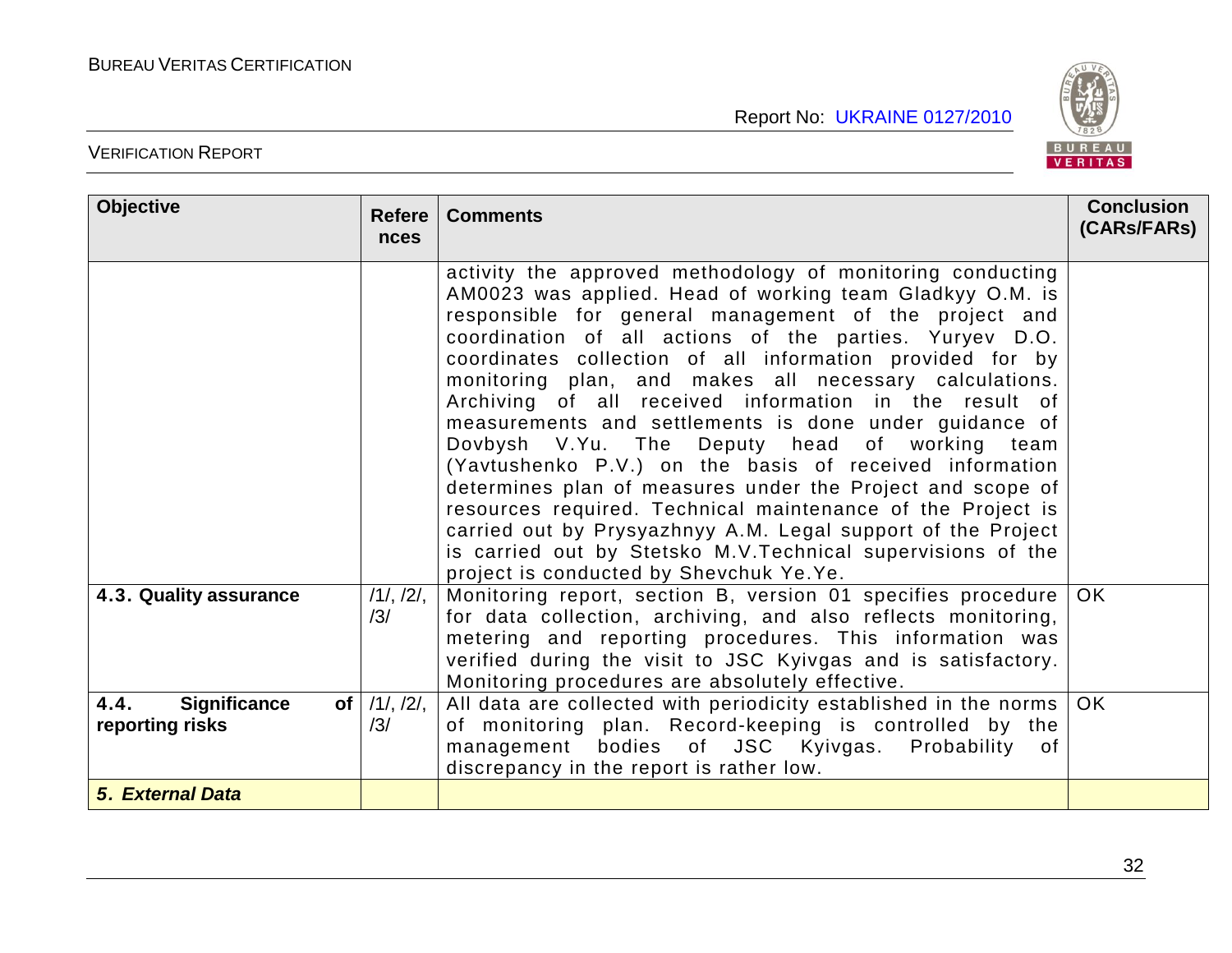| Objective | References | Comments | Conclusion (CARs/FARs) |
|---|---|---|---|
| | | activity the approved methodology of monitoring conducting AM0023 was applied. Head of working team Gladkyy O.M. is responsible for general management of the project and coordination of all actions of the parties. Yuryev D.O. coordinates collection of all information provided for by monitoring plan, and makes all necessary calculations. Archiving of all received information in the result of measurements and settlements is done under guidance of Dovbysh V.Yu. The Deputy head of working team (Yavtushenko P.V.) on the basis of received information determines plan of measures under the Project and scope of resources required. Technical maintenance of the Project is carried out by Prysyazhnyy A.M. Legal support of the Project is carried out by Stetsko M.V.Technical supervisions of the project is conducted by Shevchuk Ye.Ye. | |
| **4.3. Quality assurance** | /1/, /2/, /3/ | Monitoring report, section B, version 01 specifies procedure for data collection, archiving, and also reflects monitoring, metering and reporting procedures. This information was verified during the visit to JSC Kyivgas and is satisfactory. Monitoring procedures are absolutely effective. | OK |
| **4.4. Significance of reporting risks** | /1/, /2/, /3/ | All data are collected with periodicity established in the norms of monitoring plan. Record-keeping is controlled by the management bodies of JSC Kyivgas. Probability of discrepancy in the report is rather low. | OK |
| ***5. External Data*** | | | |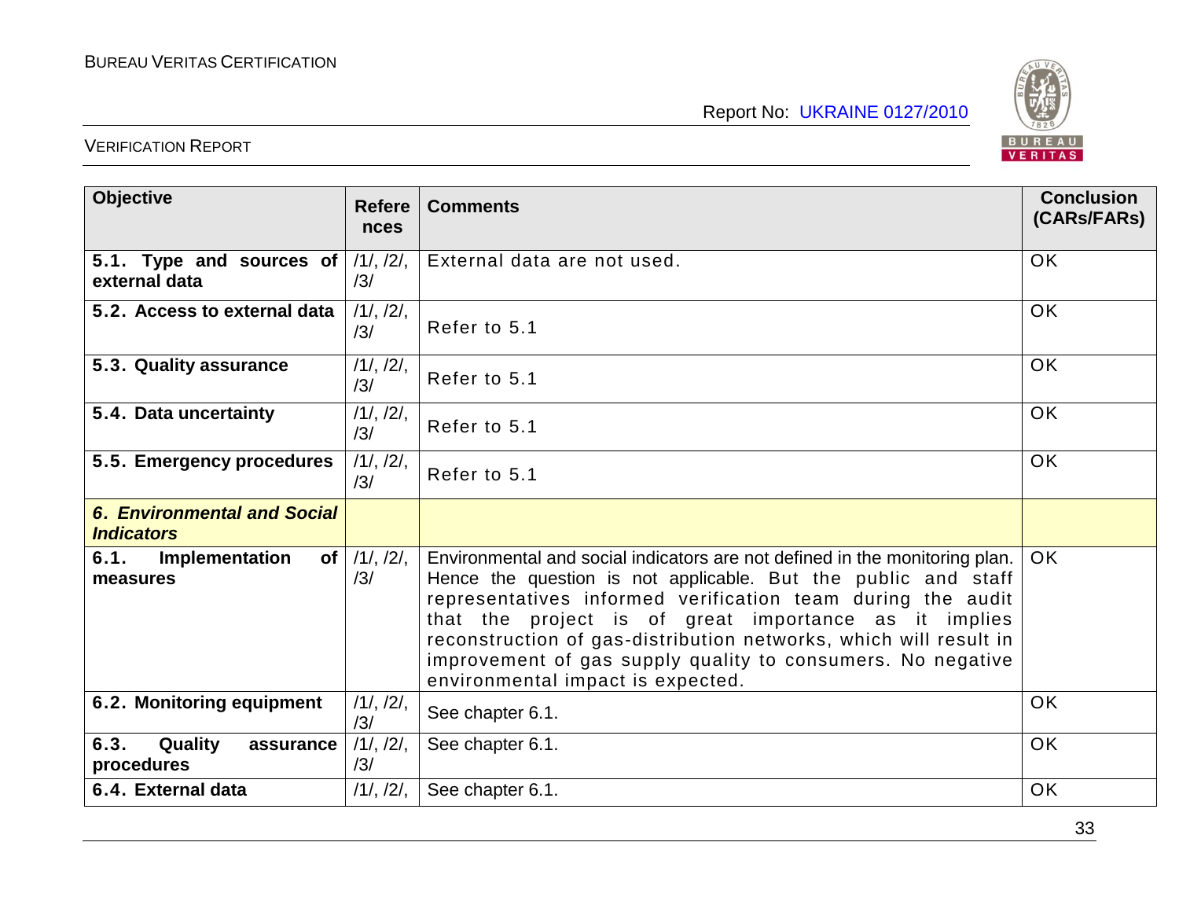| Objective | References | Comments | Conclusion (CARs/FARs) |
|---|---|---|---|
| **5.1. Type and sources of external data** | /1/, /2/, /3/ | External data are not used. | OK |
| **5.2. Access to external data** | /1/, /2/, /3/ | Refer to 5.1 | OK |
| **5.3. Quality assurance** | /1/, /2/, /3/ | Refer to 5.1 | OK |
| **5.4. Data uncertainty** | /1/, /2/, /3/ | Refer to 5.1 | OK |
| **5.5. Emergency procedures** | /1/, /2/, /3/ | Refer to 5.1 | OK |
| ***6. Environmental and Social Indicators*** | | | |
| **6.1. Implementation of measures** | /1/, /2/, /3/ | Environmental and social indicators are not defined in the monitoring plan. Hence the question is not applicable. But the public and staff representatives informed verification team during the audit that the project is of great importance as it implies reconstruction of gas-distribution networks, which will result in improvement of gas supply quality to consumers. No negative environmental impact is expected. | OK |
| **6.2. Monitoring equipment** | /1/, /2/, /3/ | See chapter 6.1. | OK |
| **6.3. Quality assurance procedures** | /1/, /2/, /3/ | See chapter 6.1. | OK |
| **6.4. External data** | /1/, /2/, | See chapter 6.1. | OK |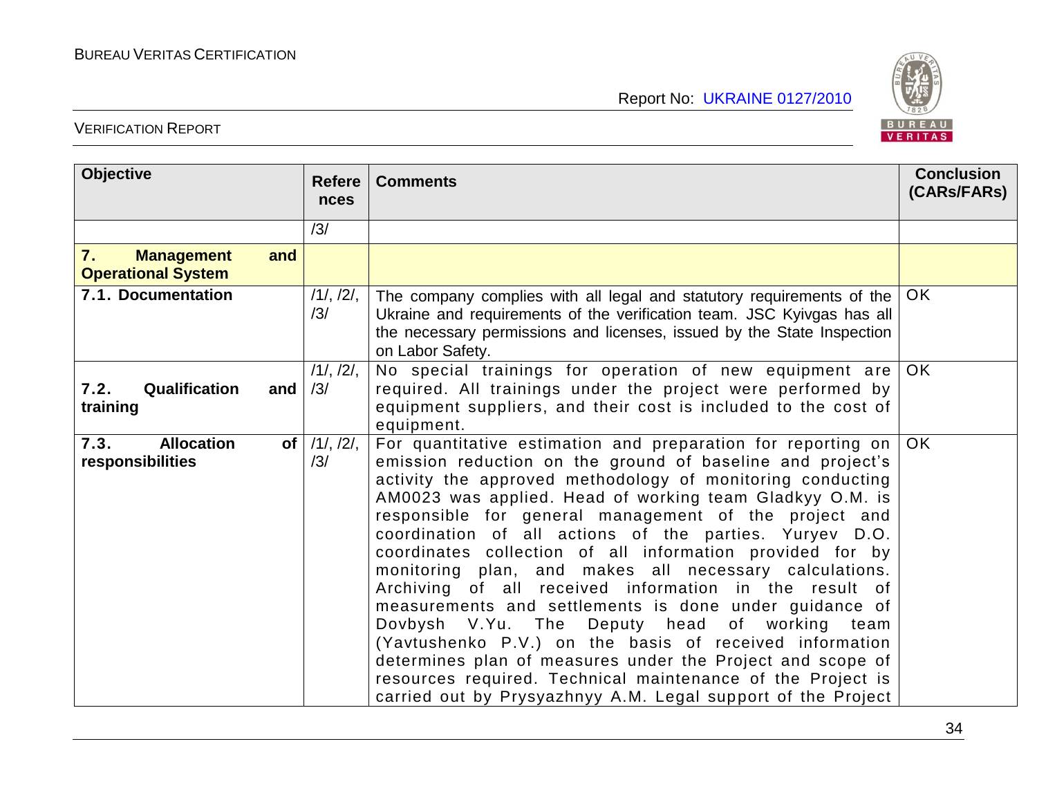| Objective | References | Comments | Conclusion (CARs/FARs) |
|---|---|---|---|
| | /3/ | | |
| **7. Management and Operational System** | | | |
| **7.1. Documentation** | /1/, /2/, /3/ | The company complies with all legal and statutory requirements of the Ukraine and requirements of the verification team. JSC Kyivgas has all the necessary permissions and licenses, issued by the State Inspection on Labor Safety. | OK |
| **7.2. Qualification and training** | /1/, /2/, /3/ | No special trainings for operation of new equipment are required. All trainings under the project were performed by equipment suppliers, and their cost is included to the cost of equipment. | OK |
| **7.3. Allocation of responsibilities** | /1/, /2/, /3/ | For quantitative estimation and preparation for reporting on emission reduction on the ground of baseline and project's activity the approved methodology of monitoring conducting AM0023 was applied. Head of working team Gladkyy O.M. is responsible for general management of the project and coordination of all actions of the parties. Yuryev D.O. coordinates collection of all information provided for by monitoring plan, and makes all necessary calculations. Archiving of all received information in the result of measurements and settlements is done under guidance of Dovbysh V.Yu. The Deputy head of working team (Yavtushenko P.V.) on the basis of received information determines plan of measures under the Project and scope of resources required. Technical maintenance of the Project is carried out by Prysyazhnyy A.M. Legal support of the Project | OK |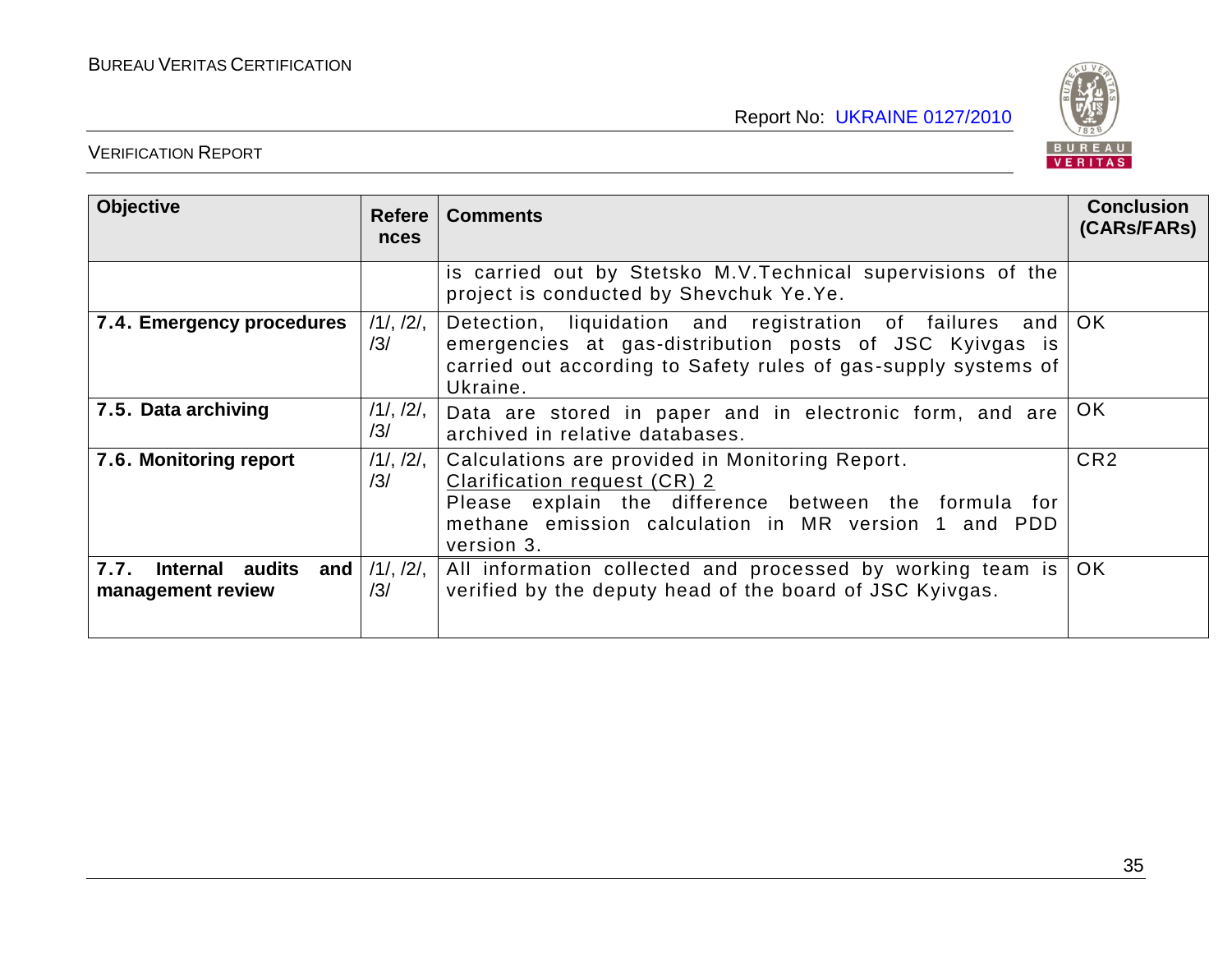| Objective | References | Comments | Conclusion (CARs/FARs) |
|---|---|---|---|
| | | is carried out by Stetsko M.V.Technical supervisions of the project is conducted by Shevchuk Ye.Ye. | |
| **7.4. Emergency procedures** | /1/, /2/, /3/ | Detection, liquidation and registration of failures and emergencies at gas-distribution posts of JSC Kyivgas is carried out according to Safety rules of gas-supply systems of Ukraine. | OK |
| **7.5. Data archiving** | /1/, /2/, /3/ | Data are stored in paper and in electronic form, and are archived in relative databases. | OK |
| **7.6. Monitoring report** | /1/, /2/, /3/ | Calculations are provided in Monitoring Report.<br>Clarification request (CR) 2<br>Please explain the difference between the formula for methane emission calculation in MR version 1 and PDD version 3. | CR2 |
| **7.7. Internal audits and management review** | /1/, /2/, /3/ | All information collected and processed by working team is verified by the deputy head of the board of JSC Kyivgas. | OK |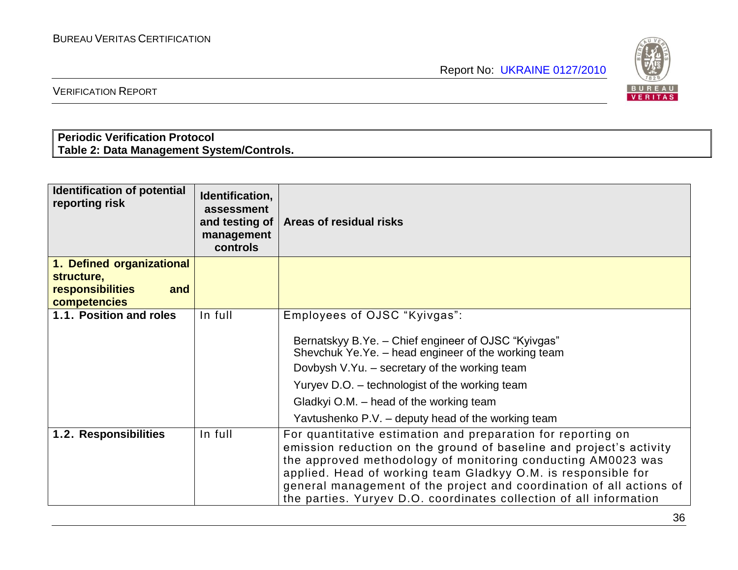**Periodic Verification Protocol**
**Table 2: Data Management System/Controls.**

| Identification of potential reporting risk | Identification, assessment and testing of management controls | Areas of residual risks |
|---|---|---|
| **1. Defined organizational structure, responsibilities and competencies** | | |
| **1.1. Position and roles** | In full | Employees of OJSC "Kyivgas":<br><br>Bernatskyy B.Ye. – Chief engineer of OJSC "Kyivgas"<br>Shevchuk Ye.Ye. – head engineer of the working team<br>Dovbysh V.Yu. – secretary of the working team<br>Yuryev D.O. – technologist of the working team<br>Gladkyi O.M. – head of the working team<br>Yavtushenko P.V. – deputy head of the working team |
| **1.2. Responsibilities** | In full | For quantitative estimation and preparation for reporting on emission reduction on the ground of baseline and project's activity the approved methodology of monitoring conducting AM0023 was applied. Head of working team Gladkyy O.M. is responsible for general management of the project and coordination of all actions of the parties. Yuryev D.O. coordinates collection of all information |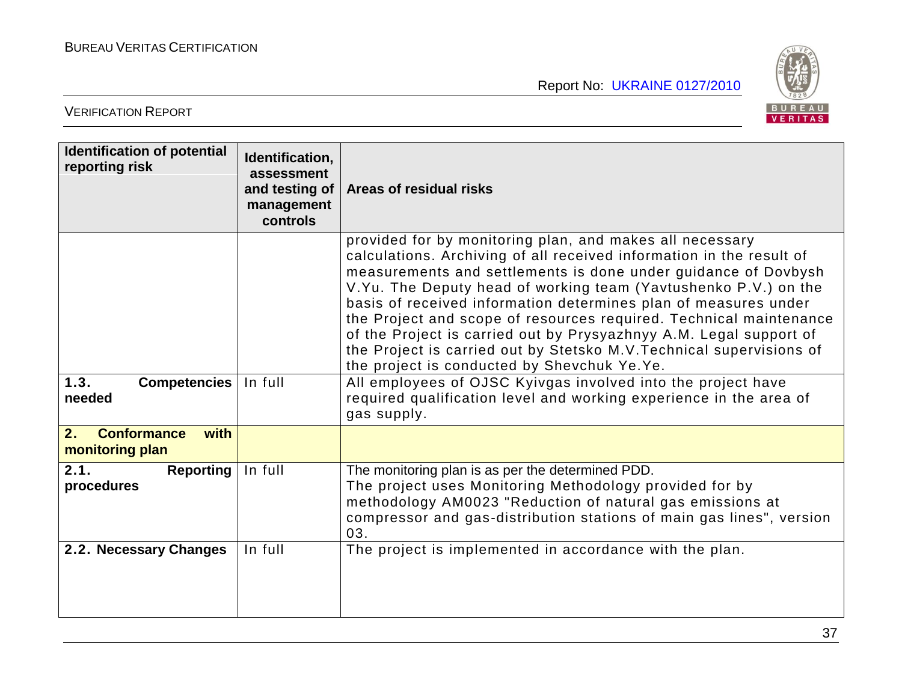| Identification of potential reporting risk | Identification, assessment and testing of management controls | Areas of residual risks |
|---|---|---|
| | | provided for by monitoring plan, and makes all necessary calculations. Archiving of all received information in the result of measurements and settlements is done under guidance of Dovbysh V.Yu. The Deputy head of working team (Yavtushenko P.V.) on the basis of received information determines plan of measures under the Project and scope of resources required. Technical maintenance of the Project is carried out by Prysyazhnyy A.M. Legal support of the Project is carried out by Stetsko M.V.Technical supervisions of the project is conducted by Shevchuk Ye.Ye. |
| **1.3. Competencies needed** | In full | All employees of OJSC Kyivgas involved into the project have required qualification level and working experience in the area of gas supply. |
| **2. Conformance with monitoring plan** | | |
| **2.1. Reporting procedures** | In full | The monitoring plan is as per the determined PDD.<br>The project uses Monitoring Methodology provided for by methodology AM0023 "Reduction of natural gas emissions at compressor and gas-distribution stations of main gas lines", version 03. |
| **2.2. Necessary Changes** | In full | The project is implemented in accordance with the plan. |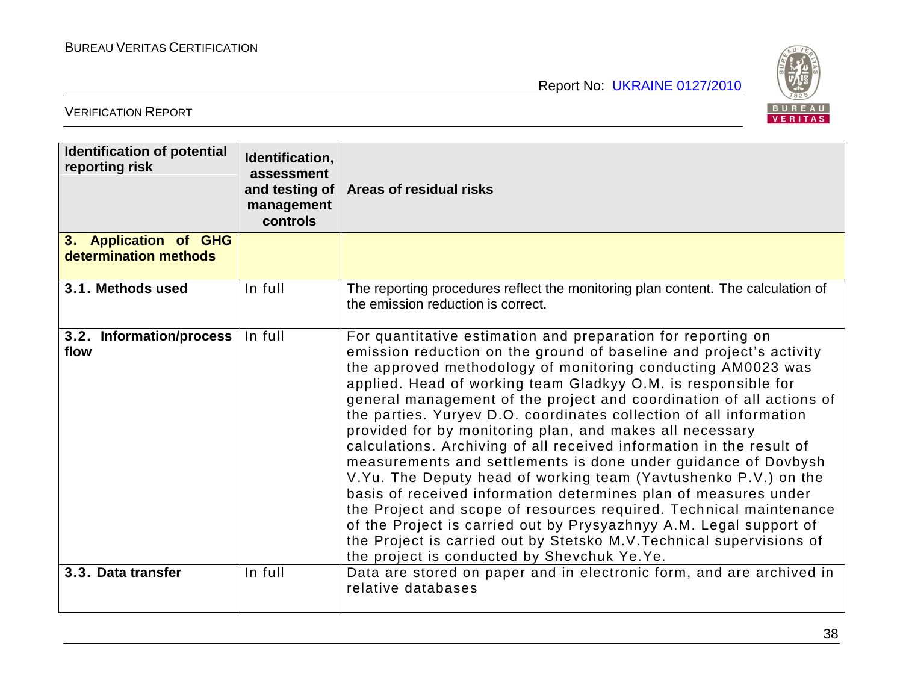| Identification of potential reporting risk | Identification, assessment and testing of management controls | Areas of residual risks |
|---|---|---|
| **3. Application of GHG determination methods** | | |
| **3.1. Methods used** | In full | The reporting procedures reflect the monitoring plan content. The calculation of the emission reduction is correct. |
| **3.2. Information/process flow** | In full | For quantitative estimation and preparation for reporting on emission reduction on the ground of baseline and project's activity the approved methodology of monitoring conducting AM0023 was applied. Head of working team Gladkyy O.M. is responsible for general management of the project and coordination of all actions of the parties. Yuryev D.O. coordinates collection of all information provided for by monitoring plan, and makes all necessary calculations. Archiving of all received information in the result of measurements and settlements is done under guidance of Dovbysh V.Yu. The Deputy head of working team (Yavtushenko P.V.) on the basis of received information determines plan of measures under the Project and scope of resources required. Technical maintenance of the Project is carried out by Prysyazhnyy A.M. Legal support of the Project is carried out by Stetsko M.V.Technical supervisions of the project is conducted by Shevchuk Ye.Ye. |
| **3.3. Data transfer** | In full | Data are stored on paper and in electronic form, and are archived in relative databases |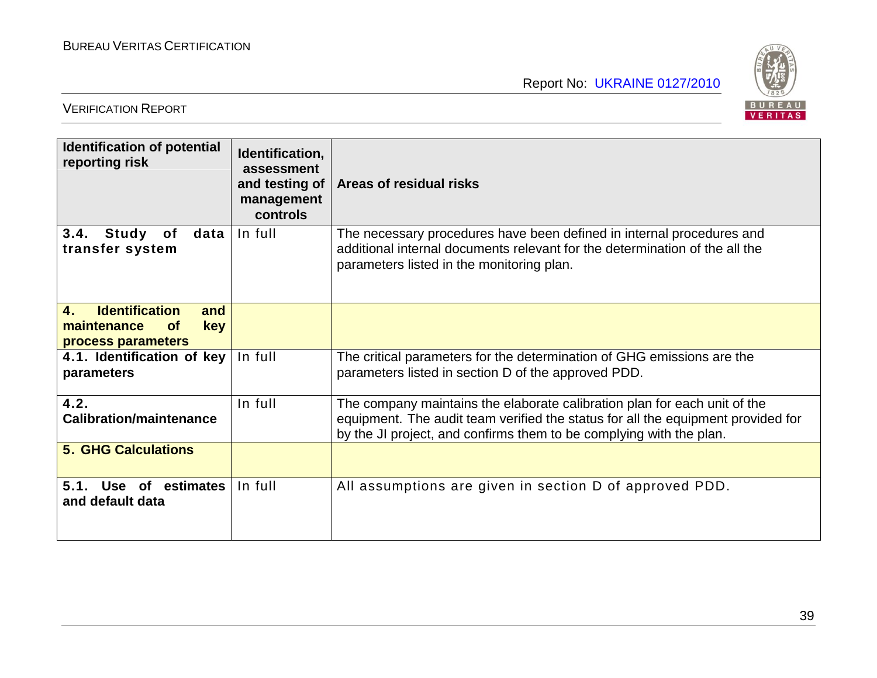| Identification of potential reporting risk | Identification, assessment and testing of management controls | Areas of residual risks |
|---|---|---|
| **3.4. Study of data transfer system** | In full | The necessary procedures have been defined in internal procedures and additional internal documents relevant for the determination of the all the parameters listed in the monitoring plan. |
| **4. Identification and maintenance of key process parameters** | | |
| **4.1. Identification of key parameters** | In full | The critical parameters for the determination of GHG emissions are the parameters listed in section D of the approved PDD. |
| **4.2. Calibration/maintenance** | In full | The company maintains the elaborate calibration plan for each unit of the equipment. The audit team verified the status for all the equipment provided for by the JI project, and confirms them to be complying with the plan. |
| **5. GHG Calculations** | | |
| **5.1. Use of estimates and default data** | In full | All assumptions are given in section D of approved PDD. |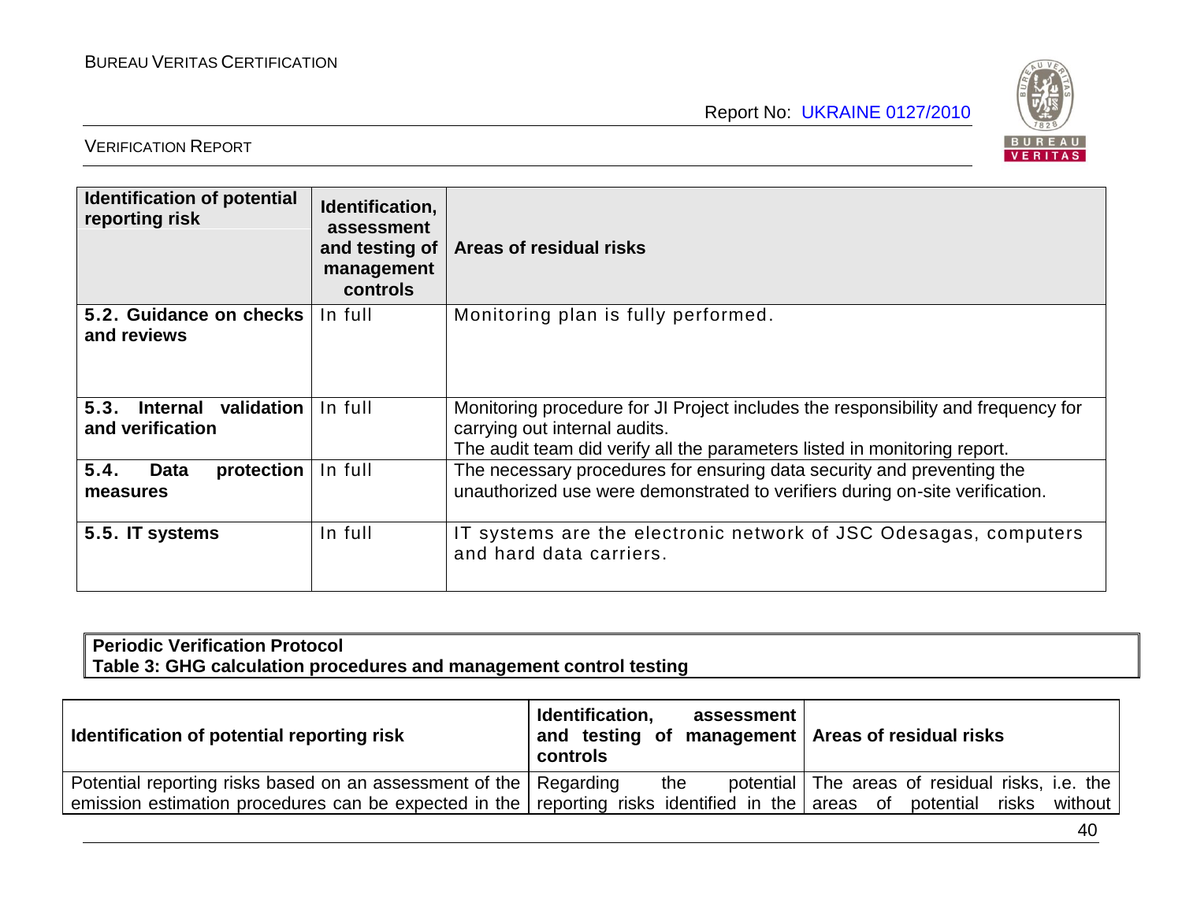| Identification of potential reporting risk | Identification, assessment and testing of management controls | Areas of residual risks |
|---|---|---|
| **5.2. Guidance on checks and reviews** | In full | Monitoring plan is fully performed. |
| **5.3. Internal validation and verification** | In full | Monitoring procedure for JI Project includes the responsibility and frequency for carrying out internal audits. The audit team did verify all the parameters listed in monitoring report. |
| **5.4. Data protection measures** | In full | The necessary procedures for ensuring data security and preventing the unauthorized use were demonstrated to verifiers during on-site verification. |
| **5.5. IT systems** | In full | IT systems are the electronic network of JSC Odesagas, computers and hard data carriers. |

**Periodic Verification Protocol**
**Table 3: GHG calculation procedures and management control testing**

| Identification of potential reporting risk | Identification, assessment and testing of management controls | Areas of residual risks |
|---|---|---|
| Potential reporting risks based on an assessment of the emission estimation procedures can be expected in the | Regarding the potential reporting risks identified in the | The areas of residual risks, i.e. the areas of potential risks without |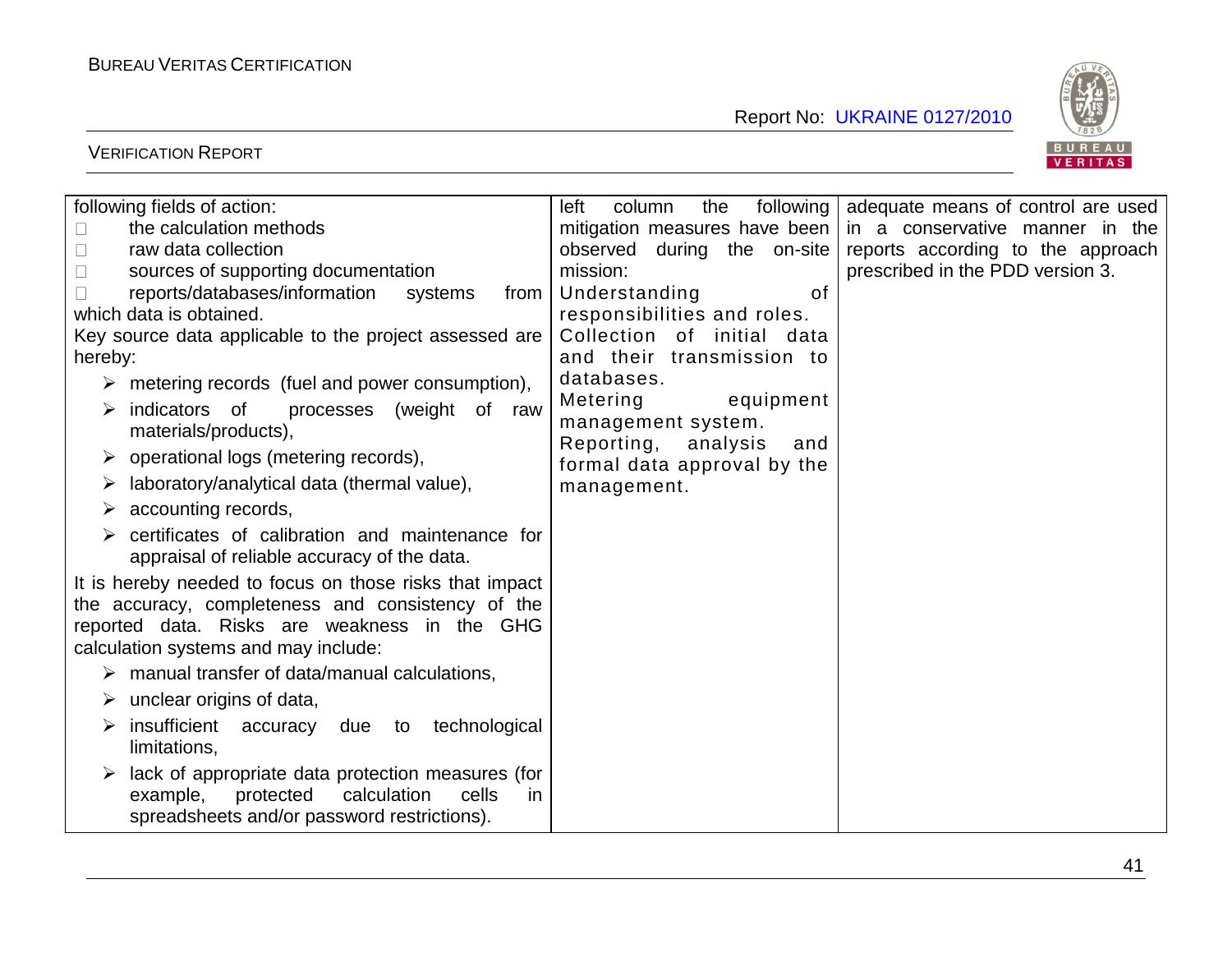| | | |
|---|---|---|
| following fields of action:<br>- the calculation methods<br>- raw data collection<br>- sources of supporting documentation<br>- reports/databases/information systems from which data is obtained.<br><br>Key source data applicable to the project assessed are hereby:<br>- metering records (fuel and power consumption),<br>- indicators of processes (weight of raw materials/products),<br>- operational logs (metering records),<br>- laboratory/analytical data (thermal value),<br>- accounting records,<br>- certificates of calibration and maintenance for appraisal of reliable accuracy of the data.<br><br>It is hereby needed to focus on those risks that impact the accuracy, completeness and consistency of the reported data. Risks are weakness in the GHG calculation systems and may include:<br>- manual transfer of data/manual calculations,<br>- unclear origins of data,<br>- insufficient accuracy due to technological limitations,<br>- lack of appropriate data protection measures (for example, protected calculation cells in spreadsheets and/or password restrictions). | left column the following mitigation measures have been observed during the on-site mission:<br>Understanding of responsibilities and roles.<br>Collection of initial data and their transmission to databases.<br>Metering equipment management system.<br>Reporting, analysis and formal data approval by the management. | adequate means of control are used in a conservative manner in the reports according to the approach prescribed in the PDD version 3. |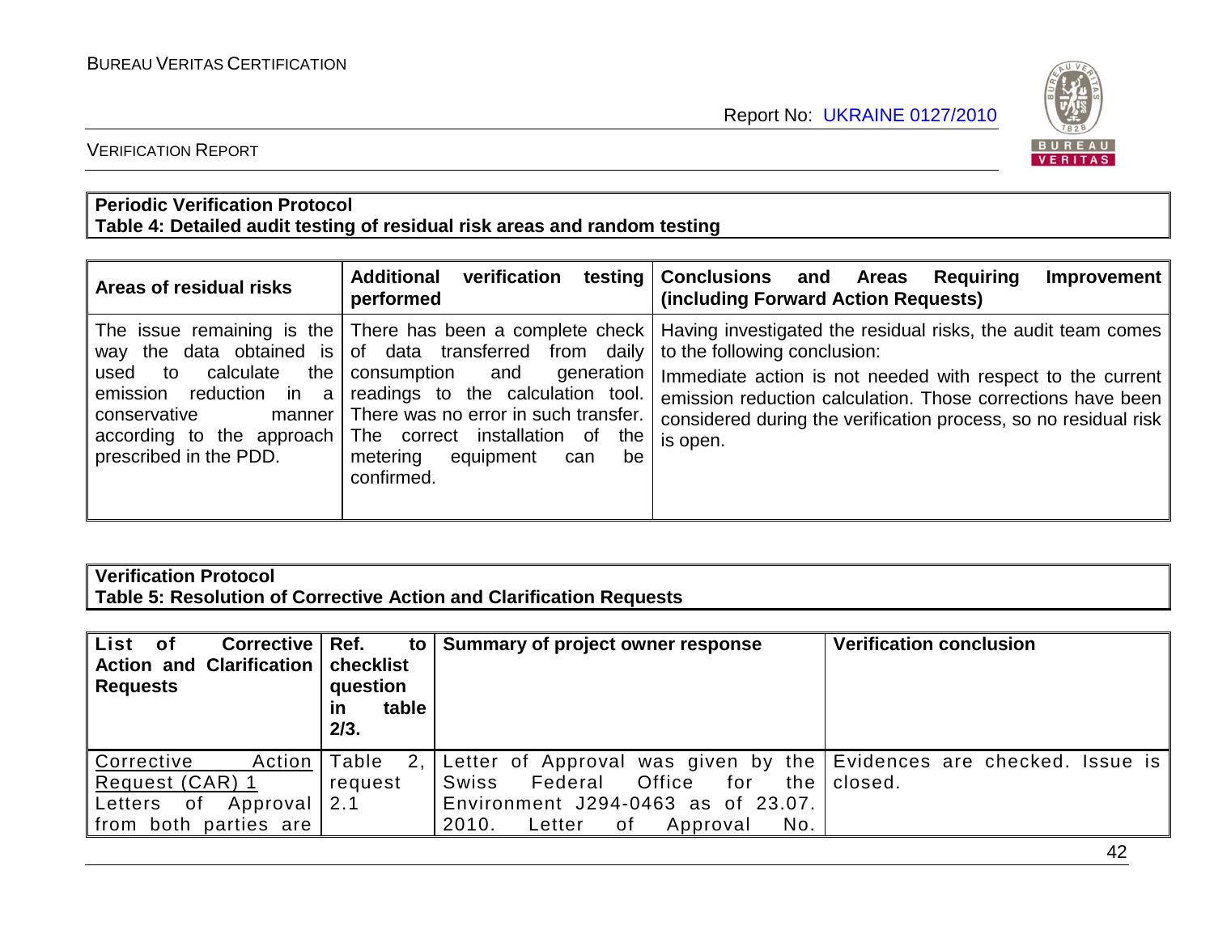**Periodic Verification Protocol**
**Table 4: Detailed audit testing of residual risk areas and random testing**

| Areas of residual risks | Additional verification testing performed | Conclusions and Areas Requiring Improvement (including Forward Action Requests) |
|---|---|---|
| The issue remaining is the way the data obtained is used to calculate the emission reduction in a conservative manner according to the approach prescribed in the PDD. | There has been a complete check of data transferred from daily consumption and generation readings to the calculation tool. There was no error in such transfer. The correct installation of the metering equipment can be confirmed. | Having investigated the residual risks, the audit team comes to the following conclusion: Immediate action is not needed with respect to the current emission reduction calculation. Those corrections have been considered during the verification process, so no residual risk is open. |

**Verification Protocol**
**Table 5: Resolution of Corrective Action and Clarification Requests**

| List of Corrective Action and Clarification Requests | Ref. to checklist question in table 2/3. | Summary of project owner response | Verification conclusion |
|---|---|---|---|
| Corrective Action Request (CAR) 1 Letters of Approval from both parties are | Table 2, request 2.1 | Letter of Approval was given by the Swiss Federal Office for the Environment J294-0463 as of 23.07. 2010. Letter of Approval No. | Evidences are checked. Issue is closed. |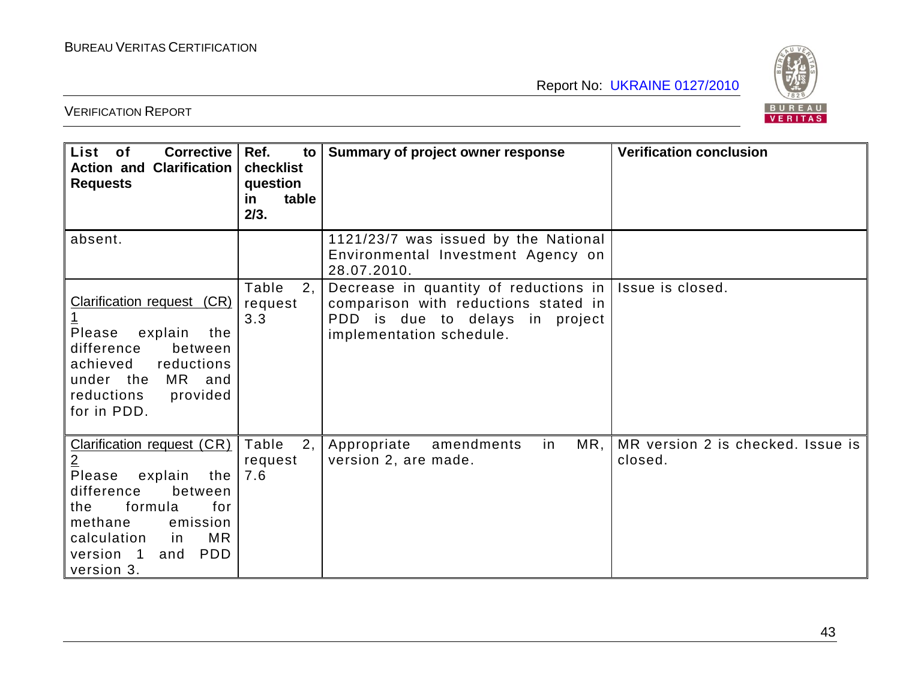| List of Corrective Action and Clarification Requests | Ref. to checklist question in table 2/3. | Summary of project owner response | Verification conclusion |
|---|---|---|---|
| absent. | | 1121/23/7 was issued by the National Environmental Investment Agency on 28.07.2010. | |
| Clarification request (CR) 1<br>Please explain the difference between achieved reductions under the MR and reductions provided for in PDD. | Table 2, request 3.3 | Decrease in quantity of reductions in comparison with reductions stated in PDD is due to delays in project implementation schedule. | Issue is closed. |
| Clarification request (CR) 2<br>Please explain the difference between the formula for methane emission calculation in MR version 1 and PDD version 3. | Table 2, request 7.6 | Appropriate amendments in MR, version 2, are made. | MR version 2 is checked. Issue is closed. |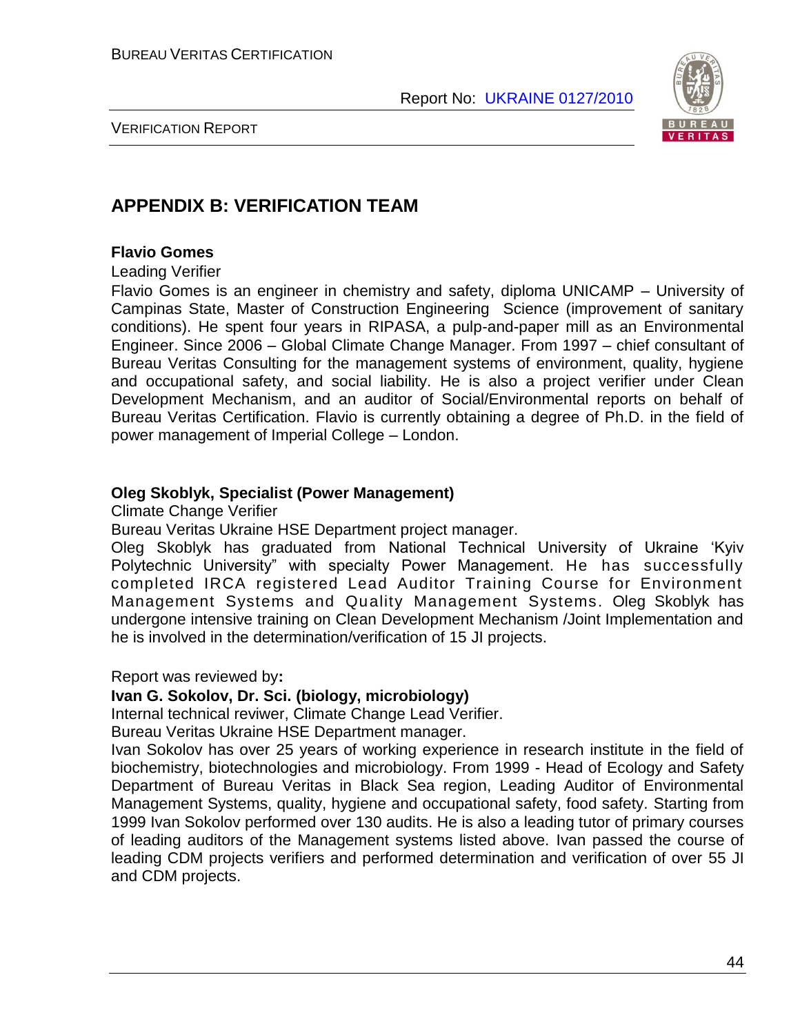# APPENDIX B: VERIFICATION TEAM

**Flavio Gomes**

Leading Verifier

Flavio Gomes is an engineer in chemistry and safety, diploma UNICAMP – University of Campinas State, Master of Construction Engineering Science (improvement of sanitary conditions). He spent four years in RIPASA, a pulp-and-paper mill as an Environmental Engineer. Since 2006 – Global Climate Change Manager. From 1997 – chief consultant of Bureau Veritas Consulting for the management systems of environment, quality, hygiene and occupational safety, and social liability. He is also a project verifier under Clean Development Mechanism, and an auditor of Social/Environmental reports on behalf of Bureau Veritas Certification. Flavio is currently obtaining a degree of Ph.D. in the field of power management of Imperial College – London.

**Oleg Skoblyk, Specialist (Power Management)**

Climate Change Verifier

Bureau Veritas Ukraine HSE Department project manager.

Oleg Skoblyk has graduated from National Technical University of Ukraine 'Kyiv Polytechnic University" with specialty Power Management. He has successfully completed IRCA registered Lead Auditor Training Course for Environment Management Systems and Quality Management Systems. Oleg Skoblyk has undergone intensive training on Clean Development Mechanism /Joint Implementation and he is involved in the determination/verification of 15 JI projects.

Report was reviewed by**:**

**Ivan G. Sokolov, Dr. Sci. (biology, microbiology)**

Internal technical reviwer, Climate Change Lead Verifier.

Bureau Veritas Ukraine HSE Department manager.

Ivan Sokolov has over 25 years of working experience in research institute in the field of biochemistry, biotechnologies and microbiology. From 1999 - Head of Ecology and Safety Department of Bureau Veritas in Black Sea region, Leading Auditor of Environmental Management Systems, quality, hygiene and occupational safety, food safety. Starting from 1999 Ivan Sokolov performed over 130 audits. He is also a leading tutor of primary courses of leading auditors of the Management systems listed above. Ivan passed the course of leading CDM projects verifiers and performed determination and verification of over 55 JI and CDM projects.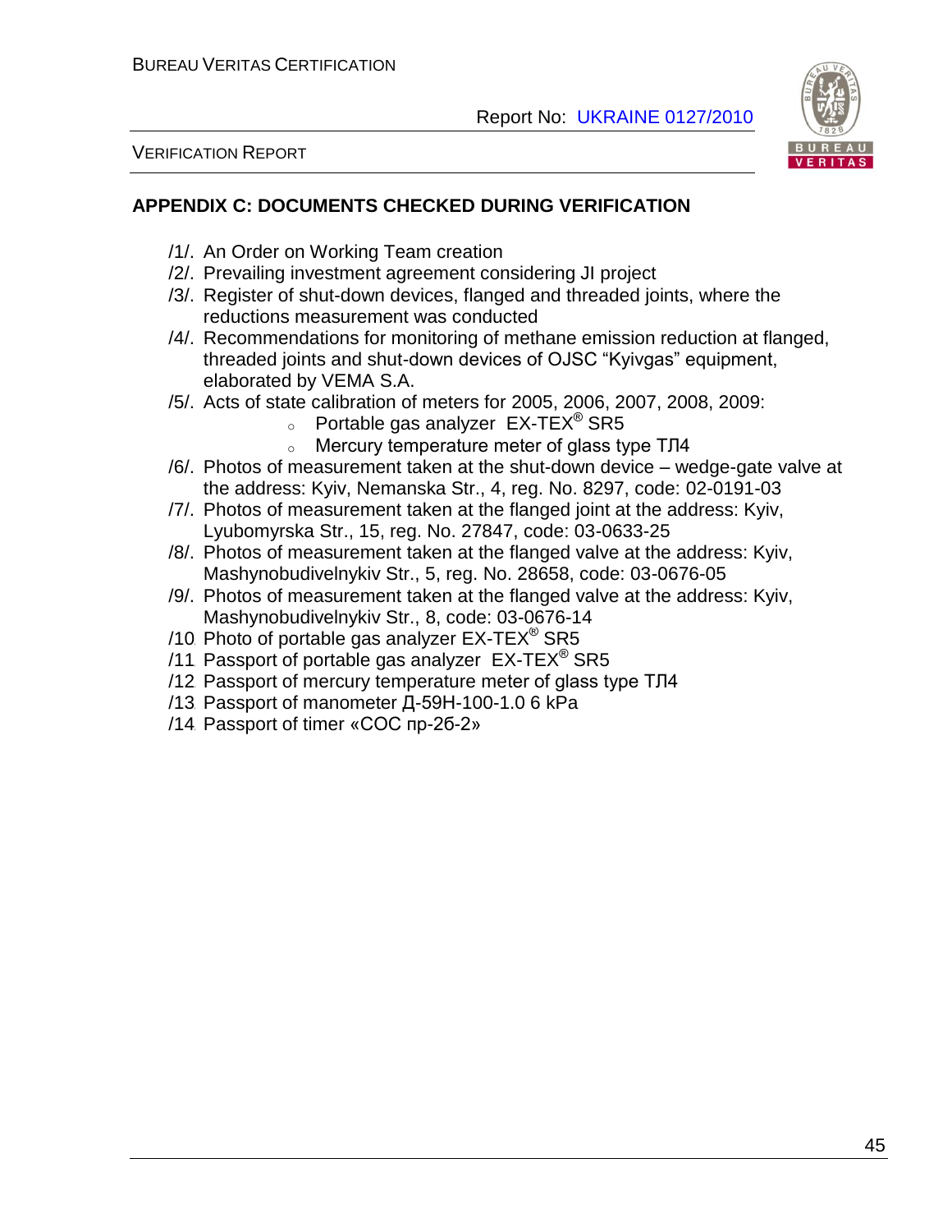## APPENDIX C: DOCUMENTS CHECKED DURING VERIFICATION

/1/. An Order on Working Team creation

/2/. Prevailing investment agreement considering JI project

/3/. Register of shut-down devices, flanged and threaded joints, where the reductions measurement was conducted

/4/. Recommendations for monitoring of methane emission reduction at flanged, threaded joints and shut-down devices of OJSC "Kyivgas" equipment, elaborated by VEMA S.A.

/5/. Acts of state calibration of meters for 2005, 2006, 2007, 2008, 2009:

- Portable gas analyzer EX-TEX® SR5
- Mercury temperature meter of glass type ТЛ4

/6/. Photos of measurement taken at the shut-down device – wedge-gate valve at the address: Kyiv, Nemanska Str., 4, reg. No. 8297, code: 02-0191-03

/7/. Photos of measurement taken at the flanged joint at the address: Kyiv, Lyubomyrska Str., 15, reg. No. 27847, code: 03-0633-25

/8/. Photos of measurement taken at the flanged valve at the address: Kyiv, Mashynobudivelnykiv Str., 5, reg. No. 28658, code: 03-0676-05

/9/. Photos of measurement taken at the flanged valve at the address: Kyiv, Mashynobudivelnykiv Str., 8, code: 03-0676-14

/10 Photo of portable gas analyzer EX-TEX® SR5

/11 Passport of portable gas analyzer EX-TEX® SR5

/12 Passport of mercury temperature meter of glass type ТЛ4

/13 Passport of manometer Д-59Н-100-1.0 6 kPa

/14 Passport of timer «СОС пр-2б-2»